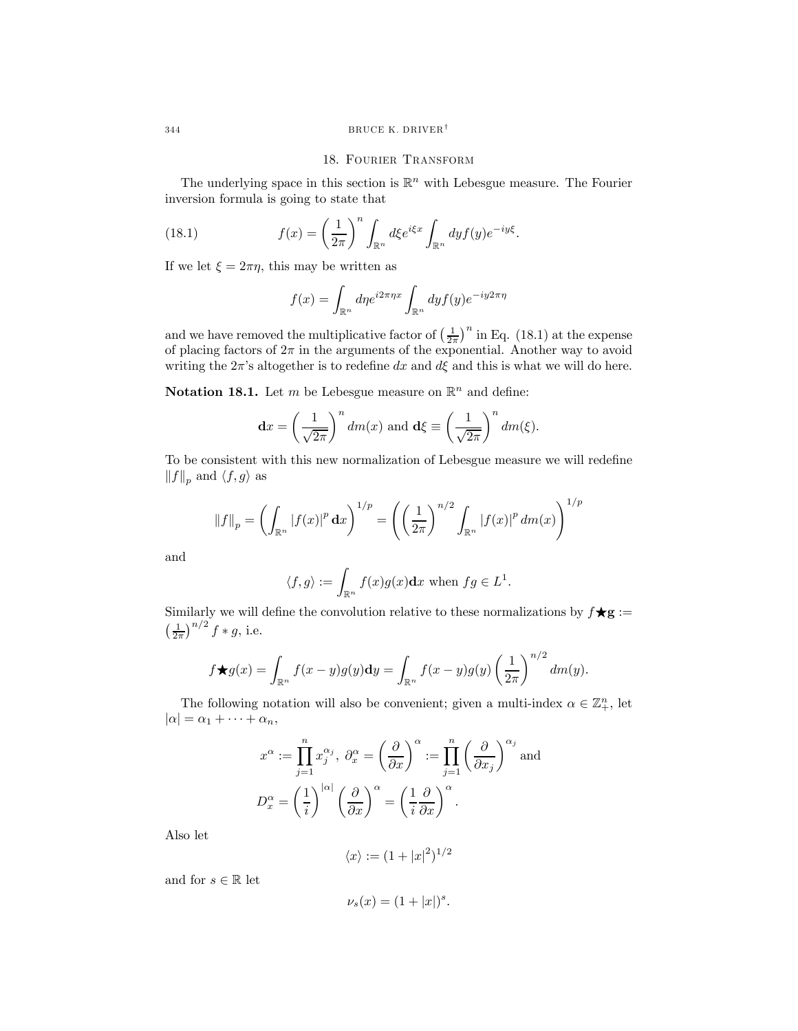## 18. Fourier Transform

The underlying space in this section is $\mathbb{R}^n$ with Lebesgue measure. The Fourier inversion formula is going to state that

$$f(x) = \left(\frac{1}{2\pi}\right)^n \int_{\mathbb{R}^n} d\xi e^{i\xi x} \int_{\mathbb{R}^n} dy f(y) e^{-iy\xi}. \tag{18.1}$$

If we let $\xi = 2\pi\eta$, this may be written as

$$f(x) = \int_{\mathbb{R}^n} d\eta e^{i2\pi\eta x} \int_{\mathbb{R}^n} dy f(y) e^{-iy2\pi\eta}$$

and we have removed the multiplicative factor of $\left(\frac{1}{2\pi}\right)^n$ in Eq. (18.1) at the expense of placing factors of $2\pi$ in the arguments of the exponential. Another way to avoid writing the $2\pi$'s altogether is to redefine $dx$ and $d\xi$ and this is what we will do here.

**Notation 18.1.** Let $m$ be Lebesgue measure on $\mathbb{R}^n$ and define:

$$\mathbf{d}x = \left(\frac{1}{\sqrt{2\pi}}\right)^n dm(x) \text{ and } \mathbf{d}\xi \equiv \left(\frac{1}{\sqrt{2\pi}}\right)^n dm(\xi).$$

To be consistent with this new normalization of Lebesgue measure we will redefine $\|f\|_p$ and $\langle f, g \rangle$ as

$$\|f\|_p = \left(\int_{\mathbb{R}^n} |f(x)|^p \, \mathbf{d}x\right)^{1/p} = \left(\left(\frac{1}{2\pi}\right)^{n/2} \int_{\mathbb{R}^n} |f(x)|^p \, dm(x)\right)^{1/p}$$

and

$$\langle f, g \rangle := \int_{\mathbb{R}^n} f(x) g(x) \mathbf{d}x \text{ when } fg \in L^1.$$

Similarly we will define the convolution relative to these normalizations by $f \bigstar g := \left(\frac{1}{2\pi}\right)^{n/2} f * g$, i.e.

$$f \bigstar g(x) = \int_{\mathbb{R}^n} f(x-y) g(y) \mathbf{d}y = \int_{\mathbb{R}^n} f(x-y) g(y) \left(\frac{1}{2\pi}\right)^{n/2} dm(y).$$

The following notation will also be convenient; given a multi-index $\alpha \in \mathbb{Z}_+^n$, let $|\alpha| = \alpha_1 + \cdots + \alpha_n$,

$$x^\alpha := \prod_{j=1}^n x_j^{\alpha_j}, \; \partial_x^\alpha = \left(\frac{\partial}{\partial x}\right)^\alpha := \prod_{j=1}^n \left(\frac{\partial}{\partial x_j}\right)^{\alpha_j} \text{ and}$$

$$D_x^\alpha = \left(\frac{1}{i}\right)^{|\alpha|} \left(\frac{\partial}{\partial x}\right)^\alpha = \left(\frac{1}{i}\frac{\partial}{\partial x}\right)^\alpha.$$

Also let

$$\langle x \rangle := (1 + |x|^2)^{1/2}$$

and for $s \in \mathbb{R}$ let

$$\nu_s(x) = (1 + |x|)^s.$$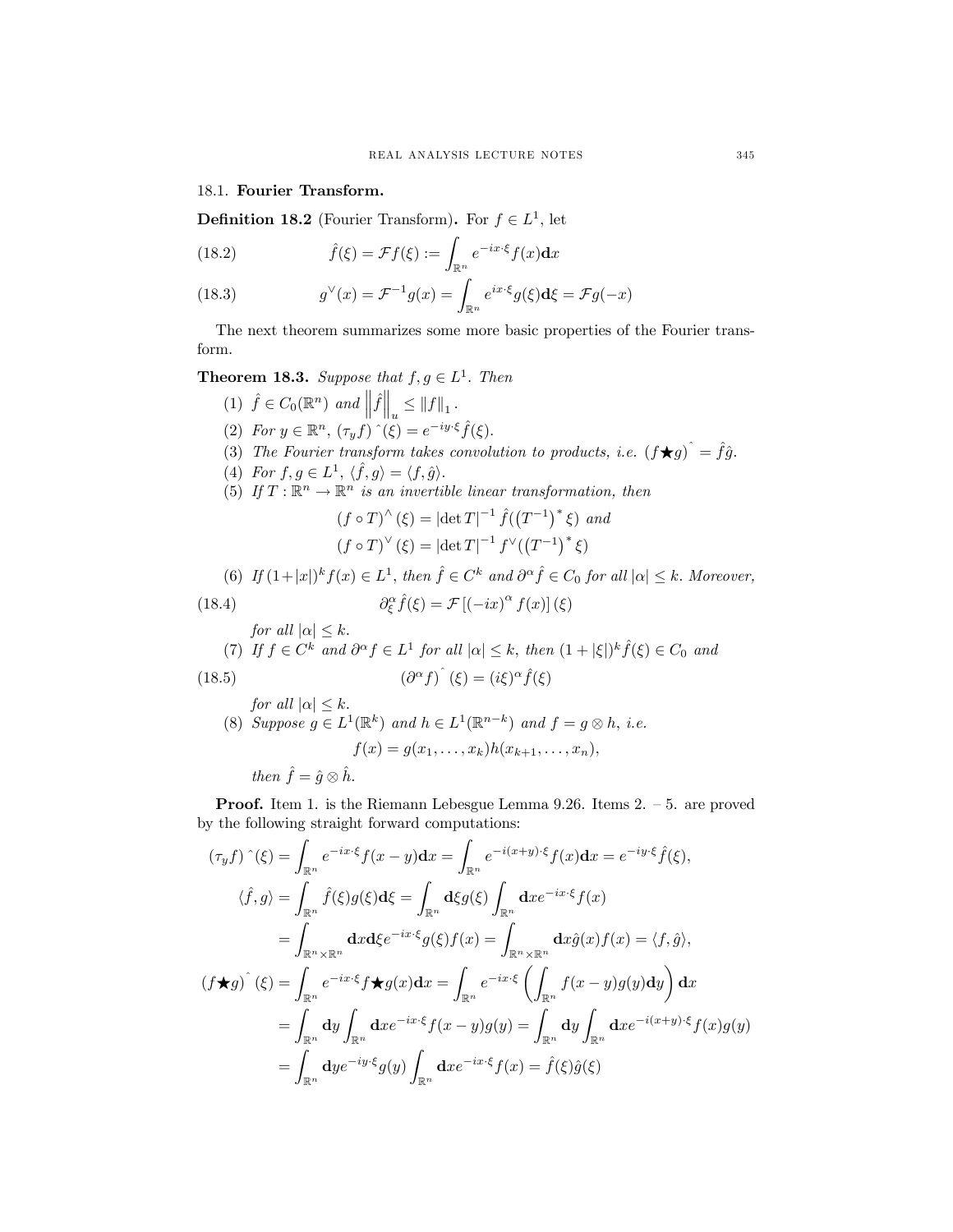## 18.1. Fourier Transform.

**Definition 18.2** (Fourier Transform)**.** For $f \in L^1$, let

$$\hat{f}(\xi) = \mathcal{F}f(\xi) := \int_{\mathbb{R}^n} e^{-ix\cdot\xi} f(x)\mathbf{d}x \tag{18.2}$$

$$g^\vee(x) = \mathcal{F}^{-1}g(x) = \int_{\mathbb{R}^n} e^{ix\cdot\xi} g(\xi)\mathbf{d}\xi = \mathcal{F}g(-x) \tag{18.3}$$

The next theorem summarizes some more basic properties of the Fourier transform.

**Theorem 18.3.** *Suppose that $f, g \in L^1$. Then*

1. $\hat{f} \in C_0(\mathbb{R}^n)$ *and* $\left\|\hat{f}\right\|_u \leq \|f\|_1$.
2. *For $y \in \mathbb{R}^n$,* $(\tau_y f)\hat{\ }(\xi) = e^{-iy\cdot\xi}\hat{f}(\xi)$.
3. *The Fourier transform takes convolution to products, i.e.* $(f \bigstar g)\hat{\ } = \hat{f}\hat{g}$.
4. *For $f, g \in L^1$,* $\langle \hat{f}, g\rangle = \langle f, \hat{g}\rangle$.
5. *If $T : \mathbb{R}^n \to \mathbb{R}^n$ is an invertible linear transformation, then*
$$(f \circ T)^\wedge(\xi) = |\det T|^{-1}\hat{f}((T^{-1})^*\xi) \text{ and}$$
$$(f \circ T)^\vee(\xi) = |\det T|^{-1} f^\vee((T^{-1})^*\xi)$$
6. *If $(1+|x|)^k f(x) \in L^1$, then $\hat{f} \in C^k$ and $\partial^\alpha \hat{f} \in C_0$ for all $|\alpha| \leq k$. Moreover,*
$$\partial_\xi^\alpha \hat{f}(\xi) = \mathcal{F}\left[(-ix)^\alpha f(x)\right](\xi) \tag{18.4}$$
*for all $|\alpha| \leq k$.*
7. *If $f \in C^k$ and $\partial^\alpha f \in L^1$ for all $|\alpha| \leq k$, then $(1+|\xi|)^k\hat{f}(\xi) \in C_0$ and*
$$(\partial^\alpha f)\hat{\ }(\xi) = (i\xi)^\alpha \hat{f}(\xi) \tag{18.5}$$
*for all $|\alpha| \leq k$.*
8. *Suppose $g \in L^1(\mathbb{R}^k)$ and $h \in L^1(\mathbb{R}^{n-k})$ and $f = g \otimes h$, i.e.*
$$f(x) = g(x_1, \ldots, x_k)h(x_{k+1}, \ldots, x_n),$$
*then $\hat{f} = \hat{g} \otimes \hat{h}$.*

**Proof.** Item 1. is the Riemann Lebesgue Lemma 9.26. Items 2. – 5. are proved by the following straight forward computations:

$$
\begin{aligned}
(\tau_y f)\hat{\ }(\xi) &= \int_{\mathbb{R}^n} e^{-ix\cdot\xi} f(x-y)\mathbf{d}x = \int_{\mathbb{R}^n} e^{-i(x+y)\cdot\xi} f(x)\mathbf{d}x = e^{-iy\cdot\xi}\hat{f}(\xi), \\
\langle \hat{f}, g\rangle &= \int_{\mathbb{R}^n} \hat{f}(\xi)g(\xi)\mathbf{d}\xi = \int_{\mathbb{R}^n} \mathbf{d}\xi g(\xi)\int_{\mathbb{R}^n} \mathbf{d}x e^{-ix\cdot\xi} f(x) \\
&= \int_{\mathbb{R}^n\times\mathbb{R}^n} \mathbf{d}x\mathbf{d}\xi e^{-ix\cdot\xi} g(\xi)f(x) = \int_{\mathbb{R}^n\times\mathbb{R}^n} \mathbf{d}x\hat{g}(x)f(x) = \langle f, \hat{g}\rangle, \\
(f \bigstar g)\hat{\ }(\xi) &= \int_{\mathbb{R}^n} e^{-ix\cdot\xi} f\bigstar g(x)\mathbf{d}x = \int_{\mathbb{R}^n} e^{-ix\cdot\xi}\left(\int_{\mathbb{R}^n} f(x-y)g(y)\mathbf{d}y\right)\mathbf{d}x \\
&= \int_{\mathbb{R}^n} \mathbf{d}y \int_{\mathbb{R}^n} \mathbf{d}x e^{-ix\cdot\xi} f(x-y)g(y) = \int_{\mathbb{R}^n} \mathbf{d}y \int_{\mathbb{R}^n} \mathbf{d}x e^{-i(x+y)\cdot\xi} f(x)g(y) \\
&= \int_{\mathbb{R}^n} \mathbf{d}y e^{-iy\cdot\xi} g(y)\int_{\mathbb{R}^n} \mathbf{d}x e^{-ix\cdot\xi} f(x) = \hat{f}(\xi)\hat{g}(\xi)
\end{aligned}
$$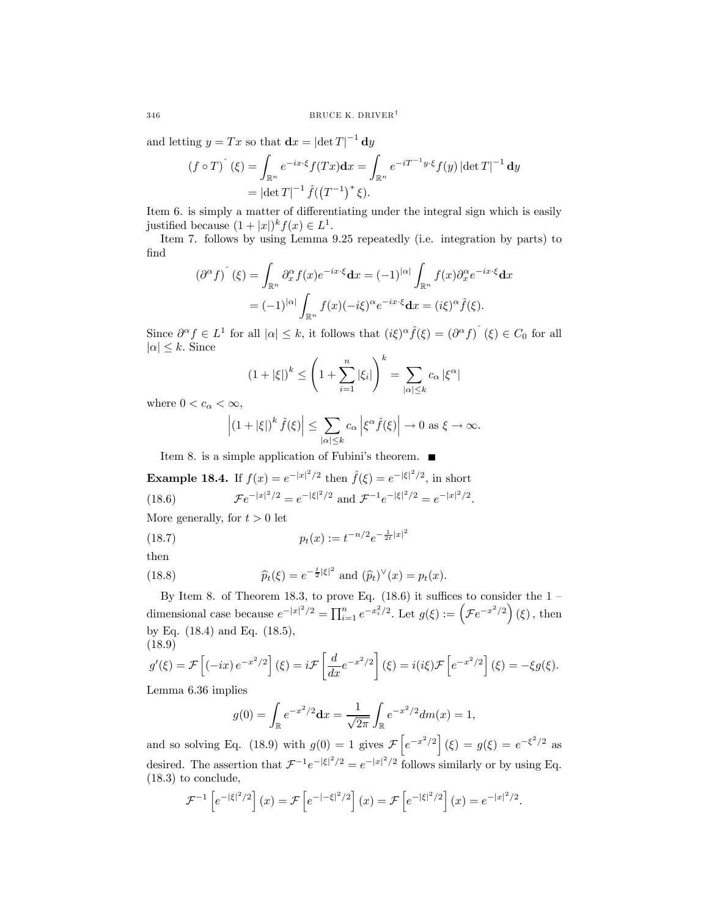and letting $y = Tx$ so that $\mathbf{d}x = |\det T|^{-1} \mathbf{d}y$

$$
\begin{aligned}
(f \circ T)\hat{}\,(\xi) &= \int_{\mathbb{R}^n} e^{-ix\cdot\xi} f(Tx)\mathbf{d}x = \int_{\mathbb{R}^n} e^{-iT^{-1}y\cdot\xi} f(y)\, |\det T|^{-1} \mathbf{d}y \\
&= |\det T|^{-1} \hat{f}(\left(T^{-1}\right)^* \xi).
\end{aligned}
$$

Item 6. is simply a matter of differentiating under the integral sign which is easily justified because $(1+|x|)^k f(x) \in L^1$.

Item 7. follows by using Lemma 9.25 repeatedly (i.e. integration by parts) to find

$$
\begin{aligned}
(\partial^\alpha f)\hat{}\,(\xi) &= \int_{\mathbb{R}^n} \partial_x^\alpha f(x) e^{-ix\cdot\xi}\mathbf{d}x = (-1)^{|\alpha|} \int_{\mathbb{R}^n} f(x)\partial_x^\alpha e^{-ix\cdot\xi}\mathbf{d}x \\
&= (-1)^{|\alpha|} \int_{\mathbb{R}^n} f(x)(-i\xi)^\alpha e^{-ix\cdot\xi}\mathbf{d}x = (i\xi)^\alpha \hat{f}(\xi).
\end{aligned}
$$

Since $\partial^\alpha f \in L^1$ for all $|\alpha| \le k$, it follows that $(i\xi)^\alpha \hat{f}(\xi) = (\partial^\alpha f)\hat{}\,(\xi) \in C_0$ for all $|\alpha| \le k$. Since

$$
(1+|\xi|)^k \le \left(1 + \sum_{i=1}^n |\xi_i|\right)^k = \sum_{|\alpha|\le k} c_\alpha |\xi^\alpha|
$$

where $0 < c_\alpha < \infty$,

$$
\left|(1+|\xi|)^k \hat{f}(\xi)\right| \le \sum_{|\alpha|\le k} c_\alpha \left|\xi^\alpha \hat{f}(\xi)\right| \to 0 \text{ as } \xi \to \infty.
$$

Item 8. is a simple application of Fubini's theorem. ∎

**Example 18.4.** If $f(x) = e^{-|x|^2/2}$ then $\hat{f}(\xi) = e^{-|\xi|^2/2}$, in short

$$
\mathcal{F}e^{-|x|^2/2} = e^{-|\xi|^2/2} \text{ and } \mathcal{F}^{-1}e^{-|\xi|^2/2} = e^{-|x|^2/2}. \tag{18.6}
$$

More generally, for $t > 0$ let

$$
p_t(x) := t^{-n/2} e^{-\frac{1}{2t}|x|^2} \tag{18.7}
$$

then

$$
\widehat{p}_t(\xi) = e^{-\frac{t}{2}|\xi|^2} \text{ and } (\widehat{p}_t)^\vee(x) = p_t(x). \tag{18.8}
$$

By Item 8. of Theorem 18.3, to prove Eq. (18.6) it suffices to consider the 1 – dimensional case because $e^{-|x|^2/2} = \prod_{i=1}^n e^{-x_i^2/2}$. Let $g(\xi) := \left(\mathcal{F}e^{-x^2/2}\right)(\xi)$, then by Eq. (18.4) and Eq. (18.5),

$$
g'(\xi) = \mathcal{F}\left[(-ix)\, e^{-x^2/2}\right](\xi) = i\mathcal{F}\left[\frac{d}{dx}e^{-x^2/2}\right](\xi) = i(i\xi)\mathcal{F}\left[e^{-x^2/2}\right](\xi) = -\xi g(\xi). \tag{18.9}
$$

Lemma 6.36 implies

$$
g(0) = \int_{\mathbb{R}} e^{-x^2/2}\mathbf{d}x = \frac{1}{\sqrt{2\pi}}\int_{\mathbb{R}} e^{-x^2/2} dm(x) = 1,
$$

and so solving Eq. (18.9) with $g(0) = 1$ gives $\mathcal{F}\left[e^{-x^2/2}\right](\xi) = g(\xi) = e^{-\xi^2/2}$ as desired. The assertion that $\mathcal{F}^{-1}e^{-|\xi|^2/2} = e^{-|x|^2/2}$ follows similarly or by using Eq. (18.3) to conclude,

$$
\mathcal{F}^{-1}\left[e^{-|\xi|^2/2}\right](x) = \mathcal{F}\left[e^{-|-\xi|^2/2}\right](x) = \mathcal{F}\left[e^{-|\xi|^2/2}\right](x) = e^{-|x|^2/2}.
$$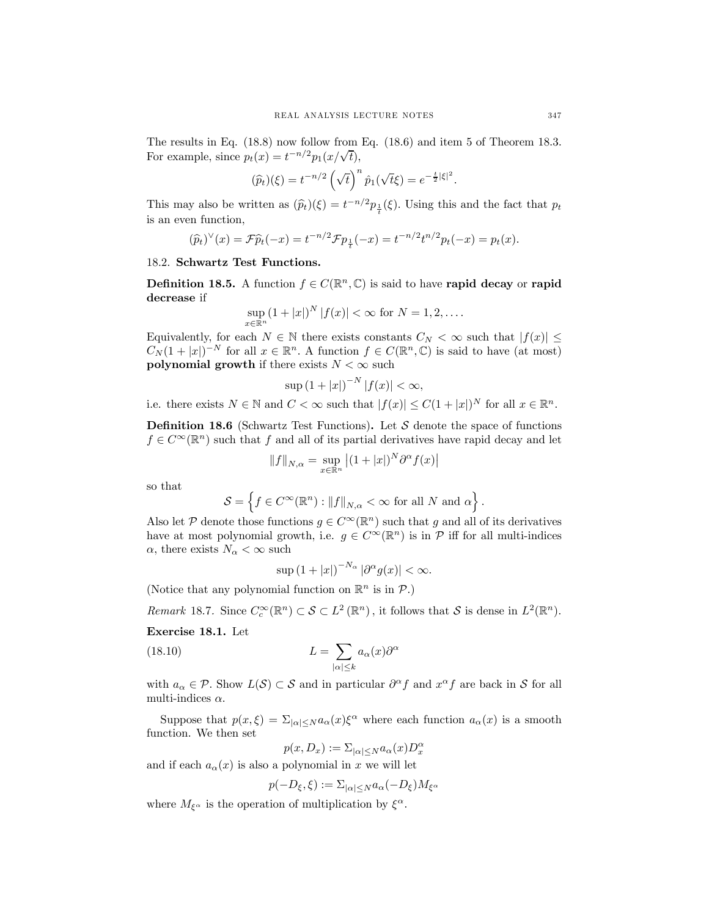The results in Eq. (18.8) now follow from Eq. (18.6) and item 5 of Theorem 18.3. For example, since $p_t(x) = t^{-n/2} p_1(x/\sqrt{t})$,

$$(\widehat{p}_t)(\xi) = t^{-n/2} \left(\sqrt{t}\right)^n \hat{p}_1(\sqrt{t}\xi) = e^{-\frac{t}{2}|\xi|^2}.$$

This may also be written as $(\widehat{p}_t)(\xi) = t^{-n/2} p_{\frac{1}{t}}(\xi)$. Using this and the fact that $p_t$ is an even function,

$$(\widehat{p}_t)^{\vee}(x) = \mathcal{F}\widehat{p}_t(-x) = t^{-n/2}\mathcal{F}p_{\frac{1}{t}}(-x) = t^{-n/2}t^{n/2}p_t(-x) = p_t(x).$$

## 18.2. Schwartz Test Functions.

**Definition 18.5.** A function $f \in C(\mathbb{R}^n, \mathbb{C})$ is said to have **rapid decay** or **rapid decrease** if

$$\sup_{x \in \mathbb{R}^n} (1 + |x|)^N |f(x)| < \infty \text{ for } N = 1, 2, \ldots.$$

Equivalently, for each $N \in \mathbb{N}$ there exists constants $C_N < \infty$ such that $|f(x)| \leq C_N(1 + |x|)^{-N}$ for all $x \in \mathbb{R}^n$. A function $f \in C(\mathbb{R}^n, \mathbb{C})$ is said to have (at most) **polynomial growth** if there exists $N < \infty$ such

$$\sup (1 + |x|)^{-N} |f(x)| < \infty,$$

i.e. there exists $N \in \mathbb{N}$ and $C < \infty$ such that $|f(x)| \leq C(1 + |x|)^N$ for all $x \in \mathbb{R}^n$.

**Definition 18.6** (Schwartz Test Functions)**.** Let $\mathcal{S}$ denote the space of functions $f \in C^\infty(\mathbb{R}^n)$ such that $f$ and all of its partial derivatives have rapid decay and let

$$\|f\|_{N,\alpha} = \sup_{x \in \mathbb{R}^n} \left|(1 + |x|)^N \partial^\alpha f(x)\right|$$

so that

$$\mathcal{S} = \left\{ f \in C^\infty(\mathbb{R}^n) : \|f\|_{N,\alpha} < \infty \text{ for all } N \text{ and } \alpha \right\}.$$

Also let $\mathcal{P}$ denote those functions $g \in C^\infty(\mathbb{R}^n)$ such that $g$ and all of its derivatives have at most polynomial growth, i.e. $g \in C^\infty(\mathbb{R}^n)$ is in $\mathcal{P}$ iff for all multi-indices $\alpha$, there exists $N_\alpha < \infty$ such

$$\sup (1 + |x|)^{-N_\alpha} |\partial^\alpha g(x)| < \infty.$$

(Notice that any polynomial function on $\mathbb{R}^n$ is in $\mathcal{P}$.)

*Remark* 18.7. Since $C_c^\infty(\mathbb{R}^n) \subset \mathcal{S} \subset L^2(\mathbb{R}^n)$, it follows that $\mathcal{S}$ is dense in $L^2(\mathbb{R}^n)$.

**Exercise 18.1.** Let

$$L = \sum_{|\alpha| \leq k} a_\alpha(x) \partial^\alpha \tag{18.10}$$

with $a_\alpha \in \mathcal{P}$. Show $L(\mathcal{S}) \subset \mathcal{S}$ and in particular $\partial^\alpha f$ and $x^\alpha f$ are back in $\mathcal{S}$ for all multi-indices $\alpha$.

Suppose that $p(x, \xi) = \Sigma_{|\alpha| \leq N} a_\alpha(x) \xi^\alpha$ where each function $a_\alpha(x)$ is a smooth function. We then set

$$p(x, D_x) := \Sigma_{|\alpha| \leq N} a_\alpha(x) D_x^\alpha$$

and if each $a_\alpha(x)$ is also a polynomial in $x$ we will let

$$p(-D_\xi, \xi) := \Sigma_{|\alpha| \leq N} a_\alpha(-D_\xi) M_{\xi^\alpha}$$

where $M_{\xi^\alpha}$ is the operation of multiplication by $\xi^\alpha$.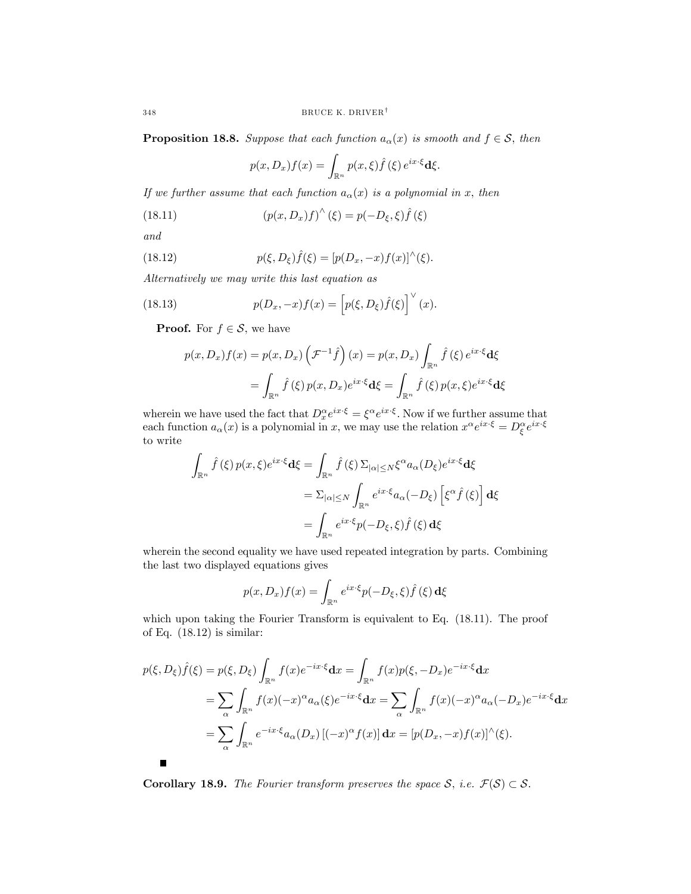**Proposition 18.8.** *Suppose that each function $a_\alpha(x)$ is smooth and $f \in \mathcal{S}$, then*

$$p(x, D_x)f(x) = \int_{\mathbb{R}^n} p(x, \xi)\hat{f}(\xi)\, e^{ix\cdot\xi}\mathbf{d}\xi.$$

*If we further assume that each function $a_\alpha(x)$ is a polynomial in $x$, then*

$$(p(x, D_x)f)^\wedge(\xi) = p(-D_\xi, \xi)\hat{f}(\xi) \tag{18.11}$$

*and*

$$p(\xi, D_\xi)\hat{f}(\xi) = [p(D_x, -x)f(x)]^\wedge(\xi). \tag{18.12}$$

*Alternatively we may write this last equation as*

$$p(D_x, -x)f(x) = \left[p(\xi, D_\xi)\hat{f}(\xi)\right]^\vee(x). \tag{18.13}$$

**Proof.** For $f \in \mathcal{S}$, we have

$$\begin{aligned}
p(x, D_x)f(x) &= p(x, D_x)\left(\mathcal{F}^{-1}\hat{f}\right)(x) = p(x, D_x)\int_{\mathbb{R}^n}\hat{f}(\xi)\, e^{ix\cdot\xi}\mathbf{d}\xi \\
&= \int_{\mathbb{R}^n}\hat{f}(\xi)\, p(x, D_x)e^{ix\cdot\xi}\mathbf{d}\xi = \int_{\mathbb{R}^n}\hat{f}(\xi)\, p(x, \xi)e^{ix\cdot\xi}\mathbf{d}\xi
\end{aligned}$$

wherein we have used the fact that $D_x^\alpha e^{ix\cdot\xi} = \xi^\alpha e^{ix\cdot\xi}$. Now if we further assume that each function $a_\alpha(x)$ is a polynomial in $x$, we may use the relation $x^\alpha e^{ix\cdot\xi} = D_\xi^\alpha e^{ix\cdot\xi}$ to write

$$\begin{aligned}
\int_{\mathbb{R}^n}\hat{f}(\xi)\, p(x, \xi)e^{ix\cdot\xi}\mathbf{d}\xi &= \int_{\mathbb{R}^n}\hat{f}(\xi)\, \Sigma_{|\alpha|\le N}\xi^\alpha a_\alpha(D_\xi)e^{ix\cdot\xi}\mathbf{d}\xi \\
&= \Sigma_{|\alpha|\le N}\int_{\mathbb{R}^n} e^{ix\cdot\xi}a_\alpha(-D_\xi)\left[\xi^\alpha\hat{f}(\xi)\right]\mathbf{d}\xi \\
&= \int_{\mathbb{R}^n} e^{ix\cdot\xi}p(-D_\xi, \xi)\hat{f}(\xi)\,\mathbf{d}\xi
\end{aligned}$$

wherein the second equality we have used repeated integration by parts. Combining the last two displayed equations gives

$$p(x, D_x)f(x) = \int_{\mathbb{R}^n} e^{ix\cdot\xi}p(-D_\xi, \xi)\hat{f}(\xi)\,\mathbf{d}\xi$$

which upon taking the Fourier Transform is equivalent to Eq. (18.11). The proof of Eq. (18.12) is similar:

$$\begin{aligned}
p(\xi, D_\xi)\hat{f}(\xi) &= p(\xi, D_\xi)\int_{\mathbb{R}^n} f(x)e^{-ix\cdot\xi}\mathbf{d}x = \int_{\mathbb{R}^n} f(x)p(\xi, -D_x)e^{-ix\cdot\xi}\mathbf{d}x \\
&= \sum_\alpha\int_{\mathbb{R}^n} f(x)(-x)^\alpha a_\alpha(\xi)e^{-ix\cdot\xi}\mathbf{d}x = \sum_\alpha\int_{\mathbb{R}^n} f(x)(-x)^\alpha a_\alpha(-D_x)e^{-ix\cdot\xi}\mathbf{d}x \\
&= \sum_\alpha\int_{\mathbb{R}^n} e^{-ix\cdot\xi}a_\alpha(D_x)\left[(-x)^\alpha f(x)\right]\mathbf{d}x = [p(D_x, -x)f(x)]^\wedge(\xi).
\end{aligned}$$

■

**Corollary 18.9.** *The Fourier transform preserves the space $\mathcal{S}$, i.e. $\mathcal{F}(\mathcal{S}) \subset \mathcal{S}$.*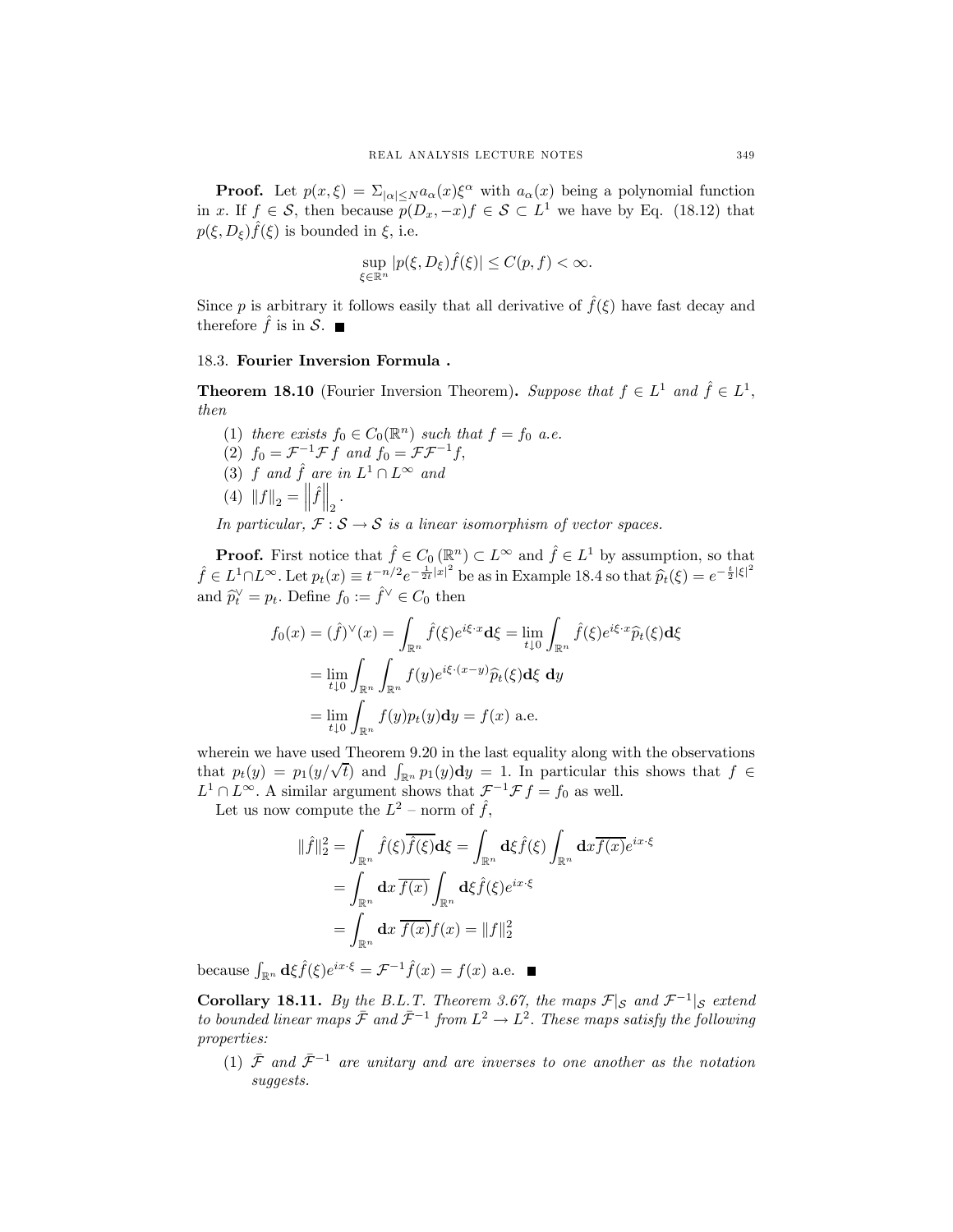**Proof.** Let $p(x,\xi) = \Sigma_{|\alpha|\leq N} a_\alpha(x)\xi^\alpha$ with $a_\alpha(x)$ being a polynomial function in $x$. If $f \in \mathcal{S}$, then because $p(D_x, -x)f \in \mathcal{S} \subset L^1$ we have by Eq. (18.12) that $p(\xi, D_\xi)\hat{f}(\xi)$ is bounded in $\xi$, i.e.

$$\sup_{\xi\in\mathbb{R}^n} |p(\xi, D_\xi)\hat{f}(\xi)| \leq C(p,f) < \infty.$$

Since $p$ is arbitrary it follows easily that all derivative of $\hat{f}(\xi)$ have fast decay and therefore $\hat{f}$ is in $\mathcal{S}$. ■

## 18.3. Fourier Inversion Formula .

**Theorem 18.10** (Fourier Inversion Theorem)**.** *Suppose that $f \in L^1$ and $\hat{f} \in L^1$, then*

1. *there exists $f_0 \in C_0(\mathbb{R}^n)$ such that $f = f_0$ a.e.*
2. *$f_0 = \mathcal{F}^{-1}\mathcal{F} f$ and $f_0 = \mathcal{F}\mathcal{F}^{-1} f$,*
3. *$f$ and $\hat{f}$ are in $L^1 \cap L^\infty$ and*
4. *$\|f\|_2 = \left\|\hat{f}\right\|_2$.*

*In particular, $\mathcal{F} : \mathcal{S} \to \mathcal{S}$ is a linear isomorphism of vector spaces.*

**Proof.** First notice that $\hat{f} \in C_0(\mathbb{R}^n) \subset L^\infty$ and $\hat{f} \in L^1$ by assumption, so that $\hat{f} \in L^1 \cap L^\infty$. Let $p_t(x) \equiv t^{-n/2} e^{-\frac{1}{2t}|x|^2}$ be as in Example 18.4 so that $\widehat{p}_t(\xi) = e^{-\frac{t}{2}|\xi|^2}$ and $\widehat{p}_t^\vee = p_t$. Define $f_0 := \hat{f}^\vee \in C_0$ then

$$\begin{aligned}
f_0(x) = (\hat{f})^\vee(x) &= \int_{\mathbb{R}^n} \hat{f}(\xi) e^{i\xi\cdot x} \mathbf{d}\xi = \lim_{t\downarrow 0} \int_{\mathbb{R}^n} \hat{f}(\xi) e^{i\xi\cdot x} \widehat{p}_t(\xi) \mathbf{d}\xi \\
&= \lim_{t\downarrow 0} \int_{\mathbb{R}^n} \int_{\mathbb{R}^n} f(y) e^{i\xi\cdot(x-y)} \widehat{p}_t(\xi) \mathbf{d}\xi \ \mathbf{d}y \\
&= \lim_{t\downarrow 0} \int_{\mathbb{R}^n} f(y) p_t(y) \mathbf{d}y = f(x) \text{ a.e.}
\end{aligned}$$

wherein we have used Theorem 9.20 in the last equality along with the observations that $p_t(y) = p_1(y/\sqrt{t})$ and $\int_{\mathbb{R}^n} p_1(y)\mathbf{d}y = 1$. In particular this shows that $f \in L^1 \cap L^\infty$. A similar argument shows that $\mathcal{F}^{-1}\mathcal{F} f = f_0$ as well.

Let us now compute the $L^2$ – norm of $\hat{f}$,

$$\begin{aligned}
\|\hat{f}\|_2^2 = \int_{\mathbb{R}^n} \hat{f}(\xi)\overline{\hat{f}(\xi)} \mathbf{d}\xi &= \int_{\mathbb{R}^n} \mathbf{d}\xi \hat{f}(\xi) \int_{\mathbb{R}^n} \mathbf{d}x \overline{f(x)} e^{ix\cdot\xi} \\
&= \int_{\mathbb{R}^n} \mathbf{d}x \, \overline{f(x)} \int_{\mathbb{R}^n} \mathbf{d}\xi \hat{f}(\xi) e^{ix\cdot\xi} \\
&= \int_{\mathbb{R}^n} \mathbf{d}x \ \overline{f(x)} f(x) = \|f\|_2^2
\end{aligned}$$

because $\int_{\mathbb{R}^n} \mathbf{d}\xi \hat{f}(\xi) e^{ix\cdot\xi} = \mathcal{F}^{-1}\hat{f}(x) = f(x)$ a.e. ■

**Corollary 18.11.** *By the B.L.T. Theorem 3.67, the maps $\mathcal{F}|_{\mathcal{S}}$ and $\mathcal{F}^{-1}|_{\mathcal{S}}$ extend to bounded linear maps $\bar{\mathcal{F}}$ and $\bar{\mathcal{F}}^{-1}$ from $L^2 \to L^2$. These maps satisfy the following properties:*

1. *$\bar{\mathcal{F}}$ and $\bar{\mathcal{F}}^{-1}$ are unitary and are inverses to one another as the notation suggests.*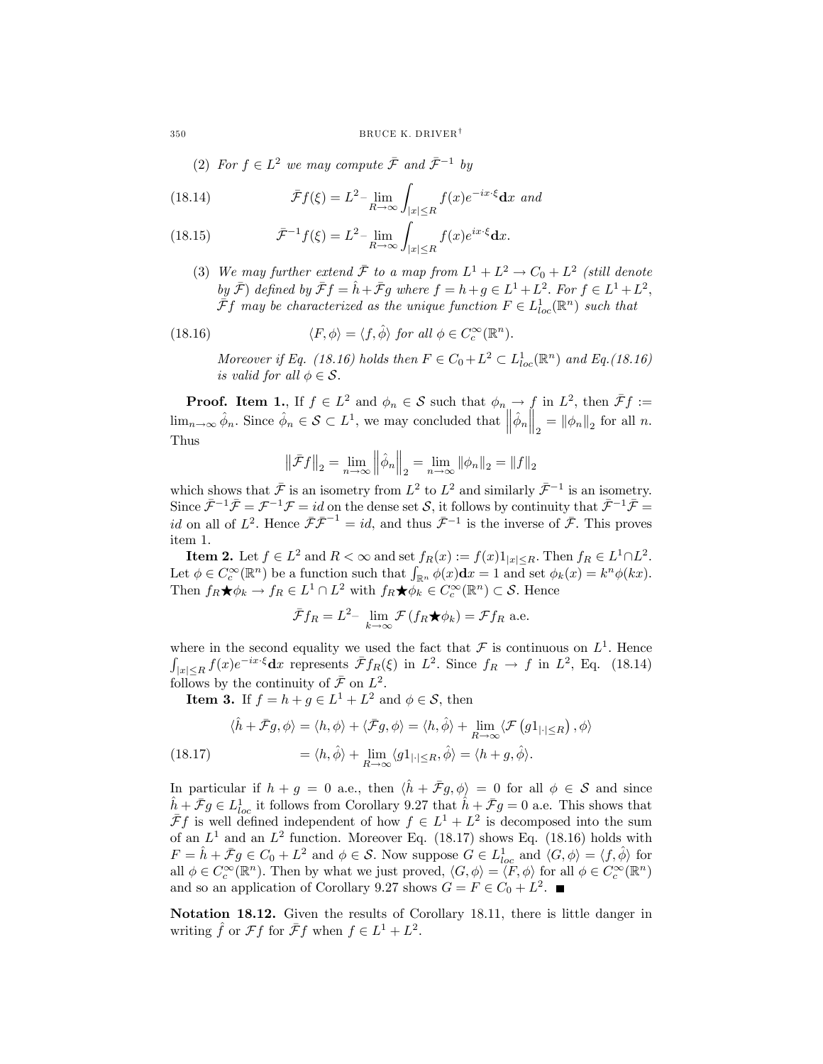(2) *For $f \in L^2$ we may compute $\bar{\mathcal{F}}$ and $\bar{\mathcal{F}}^{-1}$ by*

$$\bar{\mathcal{F}}f(\xi) = L^2\text{-}\lim_{R\to\infty}\int_{|x|\le R} f(x)e^{-ix\cdot\xi}\mathbf{d}x \text{ and} \tag{18.14}$$

$$\bar{\mathcal{F}}^{-1}f(\xi) = L^2\text{-}\lim_{R\to\infty}\int_{|x|\le R} f(x)e^{ix\cdot\xi}\mathbf{d}x. \tag{18.15}$$

(3) *We may further extend $\bar{\mathcal{F}}$ to a map from $L^1 + L^2 \to C_0 + L^2$ (still denote by $\bar{\mathcal{F}}$) defined by $\bar{\mathcal{F}}f = \hat{h} + \bar{\mathcal{F}}g$ where $f = h + g \in L^1 + L^2$. For $f \in L^1 + L^2$, $\bar{\mathcal{F}}f$ may be characterized as the unique function $F \in L^1_{loc}(\mathbb{R}^n)$ such that*

$$\langle F, \phi\rangle = \langle f, \hat{\phi}\rangle \text{ for all } \phi \in C_c^\infty(\mathbb{R}^n). \tag{18.16}$$

*Moreover if Eq. (18.16) holds then $F \in C_0 + L^2 \subset L^1_{loc}(\mathbb{R}^n)$ and Eq.(18.16) is valid for all $\phi \in \mathcal{S}$.*

**Proof. Item 1.**, If $f \in L^2$ and $\phi_n \in \mathcal{S}$ such that $\phi_n \to f$ in $L^2$, then $\bar{\mathcal{F}}f := \lim_{n\to\infty}\hat{\phi}_n$. Since $\hat{\phi}_n \in \mathcal{S} \subset L^1$, we may concluded that $\left\|\hat{\phi}_n\right\|_2 = \|\phi_n\|_2$ for all $n$. Thus

$$\left\|\bar{\mathcal{F}}f\right\|_2 = \lim_{n\to\infty}\left\|\hat{\phi}_n\right\|_2 = \lim_{n\to\infty}\|\phi_n\|_2 = \|f\|_2$$

which shows that $\bar{\mathcal{F}}$ is an isometry from $L^2$ to $L^2$ and similarly $\bar{\mathcal{F}}^{-1}$ is an isometry. Since $\bar{\mathcal{F}}^{-1}\bar{\mathcal{F}} = \mathcal{F}^{-1}\mathcal{F} = id$ on the dense set $\mathcal{S}$, it follows by continuity that $\bar{\mathcal{F}}^{-1}\bar{\mathcal{F}} = id$ on all of $L^2$. Hence $\bar{\mathcal{F}}\bar{\mathcal{F}}^{-1} = id$, and thus $\bar{\mathcal{F}}^{-1}$ is the inverse of $\bar{\mathcal{F}}$. This proves item 1.

**Item 2.** Let $f \in L^2$ and $R < \infty$ and set $f_R(x) := f(x)1_{|x|\le R}$. Then $f_R \in L^1 \cap L^2$. Let $\phi \in C_c^\infty(\mathbb{R}^n)$ be a function such that $\int_{\mathbb{R}^n}\phi(x)\mathbf{d}x = 1$ and set $\phi_k(x) = k^n\phi(kx)$. Then $f_R \bigstar \phi_k \to f_R \in L^1 \cap L^2$ with $f_R \bigstar \phi_k \in C_c^\infty(\mathbb{R}^n) \subset \mathcal{S}$. Hence

$$\bar{\mathcal{F}}f_R = L^2\text{-}\lim_{k\to\infty}\mathcal{F}\left(f_R \bigstar \phi_k\right) = \mathcal{F}f_R \text{ a.e.}$$

where in the second equality we used the fact that $\mathcal{F}$ is continuous on $L^1$. Hence $\int_{|x|\le R} f(x)e^{-ix\cdot\xi}\mathbf{d}x$ represents $\bar{\mathcal{F}}f_R(\xi)$ in $L^2$. Since $f_R \to f$ in $L^2$, Eq. (18.14) follows by the continuity of $\bar{\mathcal{F}}$ on $L^2$.

**Item 3.** If $f = h + g \in L^1 + L^2$ and $\phi \in \mathcal{S}$, then

$$\begin{aligned}
\langle \hat{h} + \bar{\mathcal{F}}g, \phi\rangle &= \langle h, \phi\rangle + \langle \bar{\mathcal{F}}g, \phi\rangle = \langle h, \hat{\phi}\rangle + \lim_{R\to\infty}\langle \mathcal{F}\left(g1_{|\cdot|\le R}\right), \phi\rangle \\
&= \langle h, \hat{\phi}\rangle + \lim_{R\to\infty}\langle g1_{|\cdot|\le R}, \hat{\phi}\rangle = \langle h + g, \hat{\phi}\rangle.
\end{aligned} \tag{18.17}$$

In particular if $h + g = 0$ a.e., then $\langle \hat{h} + \bar{\mathcal{F}}g, \phi\rangle = 0$ for all $\phi \in \mathcal{S}$ and since $\hat{h} + \bar{\mathcal{F}}g \in L^1_{loc}$ it follows from Corollary 9.27 that $\hat{h} + \bar{\mathcal{F}}g = 0$ a.e. This shows that $\bar{\mathcal{F}}f$ is well defined independent of how $f \in L^1 + L^2$ is decomposed into the sum of an $L^1$ and an $L^2$ function. Moreover Eq. (18.17) shows Eq. (18.16) holds with $F = \hat{h} + \bar{\mathcal{F}}g \in C_0 + L^2$ and $\phi \in \mathcal{S}$. Now suppose $G \in L^1_{loc}$ and $\langle G, \phi\rangle = \langle f, \hat{\phi}\rangle$ for all $\phi \in C_c^\infty(\mathbb{R}^n)$. Then by what we just proved, $\langle G, \phi\rangle = \langle F, \phi\rangle$ for all $\phi \in C_c^\infty(\mathbb{R}^n)$ and so an application of Corollary 9.27 shows $G = F \in C_0 + L^2$. ∎

**Notation 18.12.** Given the results of Corollary 18.11, there is little danger in writing $\hat{f}$ or $\mathcal{F}f$ for $\bar{\mathcal{F}}f$ when $f \in L^1 + L^2$.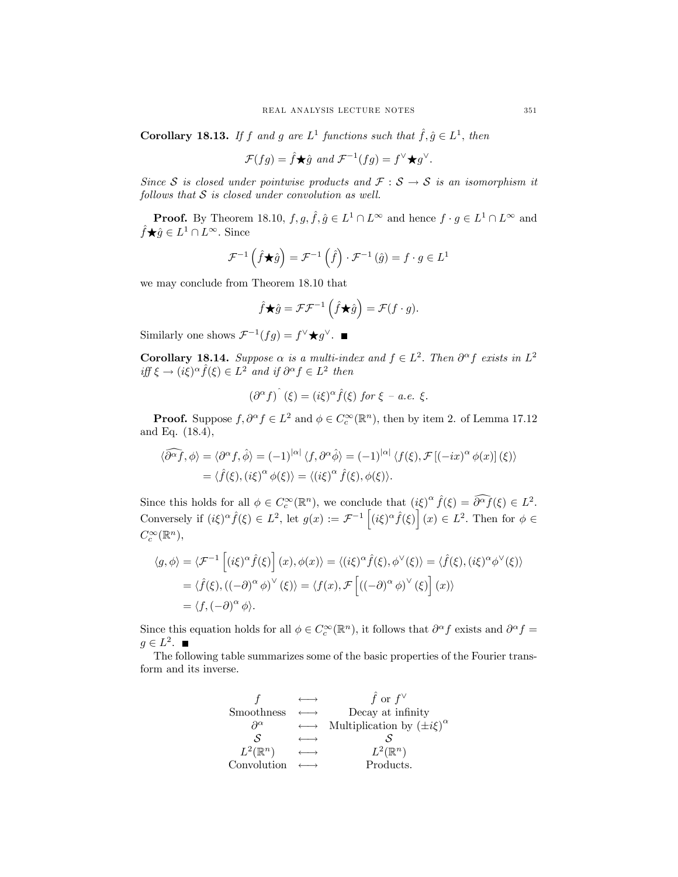**Corollary 18.13.** *If $f$ and $g$ are $L^1$ functions such that $\hat{f}, \hat{g} \in L^1$, then*

$$\mathcal{F}(fg) = \hat{f}\bigstar\hat{g} \text{ and } \mathcal{F}^{-1}(fg) = f^\vee\bigstar g^\vee.$$

*Since $\mathcal{S}$ is closed under pointwise products and $\mathcal{F} : \mathcal{S} \to \mathcal{S}$ is an isomorphism it follows that $\mathcal{S}$ is closed under convolution as well.*

**Proof.** By Theorem 18.10, $f, g, \hat{f}, \hat{g} \in L^1 \cap L^\infty$ and hence $f \cdot g \in L^1 \cap L^\infty$ and $\hat{f}\bigstar\hat{g} \in L^1 \cap L^\infty$. Since

$$\mathcal{F}^{-1}\left(\hat{f}\bigstar\hat{g}\right) = \mathcal{F}^{-1}\left(\hat{f}\right) \cdot \mathcal{F}^{-1}\left(\hat{g}\right) = f \cdot g \in L^1$$

we may conclude from Theorem 18.10 that

$$\hat{f}\bigstar\hat{g} = \mathcal{F}\mathcal{F}^{-1}\left(\hat{f}\bigstar\hat{g}\right) = \mathcal{F}(f \cdot g).$$

Similarly one shows $\mathcal{F}^{-1}(fg) = f^\vee\bigstar g^\vee$. ■

**Corollary 18.14.** *Suppose $\alpha$ is a multi-index and $f \in L^2$. Then $\partial^\alpha f$ exists in $L^2$ iff $\xi \to (i\xi)^\alpha \hat{f}(\xi) \in L^2$ and if $\partial^\alpha f \in L^2$ then*

$$\left(\partial^\alpha f\right)^{\hat{}}(\xi) = (i\xi)^\alpha \hat{f}(\xi) \text{ for } \xi - a.e.\ \xi.$$

**Proof.** Suppose $f, \partial^\alpha f \in L^2$ and $\phi \in C_c^\infty(\mathbb{R}^n)$, then by item 2. of Lemma 17.12 and Eq. (18.4),

$$\begin{aligned}
\langle \widehat{\partial^\alpha f}, \phi\rangle &= \langle \partial^\alpha f, \hat{\phi}\rangle = (-1)^{|\alpha|} \langle f, \partial^\alpha \hat{\phi}\rangle = (-1)^{|\alpha|} \langle f(\xi), \mathcal{F}\left[(-ix)^\alpha \phi(x)\right](\xi)\rangle \\
&= \langle \hat{f}(\xi), (i\xi)^\alpha \phi(\xi)\rangle = \langle (i\xi)^\alpha \hat{f}(\xi), \phi(\xi)\rangle.
\end{aligned}$$

Since this holds for all $\phi \in C_c^\infty(\mathbb{R}^n)$, we conclude that $(i\xi)^\alpha \hat{f}(\xi) = \widehat{\partial^\alpha f}(\xi) \in L^2$. Conversely if $(i\xi)^\alpha \hat{f}(\xi) \in L^2$, let $g(x) := \mathcal{F}^{-1}\left[(i\xi)^\alpha \hat{f}(\xi)\right](x) \in L^2$. Then for $\phi \in C_c^\infty(\mathbb{R}^n)$,

$$\begin{aligned}
\langle g, \phi\rangle &= \langle \mathcal{F}^{-1}\left[(i\xi)^\alpha \hat{f}(\xi)\right](x), \phi(x)\rangle = \langle (i\xi)^\alpha \hat{f}(\xi), \phi^\vee(\xi)\rangle = \langle \hat{f}(\xi), (i\xi)^\alpha \phi^\vee(\xi)\rangle \\
&= \langle \hat{f}(\xi), \left((-\partial)^\alpha \phi\right)^\vee(\xi)\rangle = \langle f(x), \mathcal{F}\left[\left((-\partial)^\alpha \phi\right)^\vee(\xi)\right](x)\rangle \\
&= \langle f, (-\partial)^\alpha \phi\rangle.
\end{aligned}$$

Since this equation holds for all $\phi \in C_c^\infty(\mathbb{R}^n)$, it follows that $\partial^\alpha f$ exists and $\partial^\alpha f = g \in L^2$. ■

The following table summarizes some of the basic properties of the Fourier transform and its inverse.

| $f$ | $\longleftrightarrow$ | $\hat{f}$ or $f^\vee$ |
|---|---|---|
| Smoothness | $\longleftrightarrow$ | Decay at infinity |
| $\partial^\alpha$ | $\longleftrightarrow$ | Multiplication by $(\pm i\xi)^\alpha$ |
| $\mathcal{S}$ | $\longleftrightarrow$ | $\mathcal{S}$ |
| $L^2(\mathbb{R}^n)$ | $\longleftrightarrow$ | $L^2(\mathbb{R}^n)$ |
| Convolution | $\longleftrightarrow$ | Products. |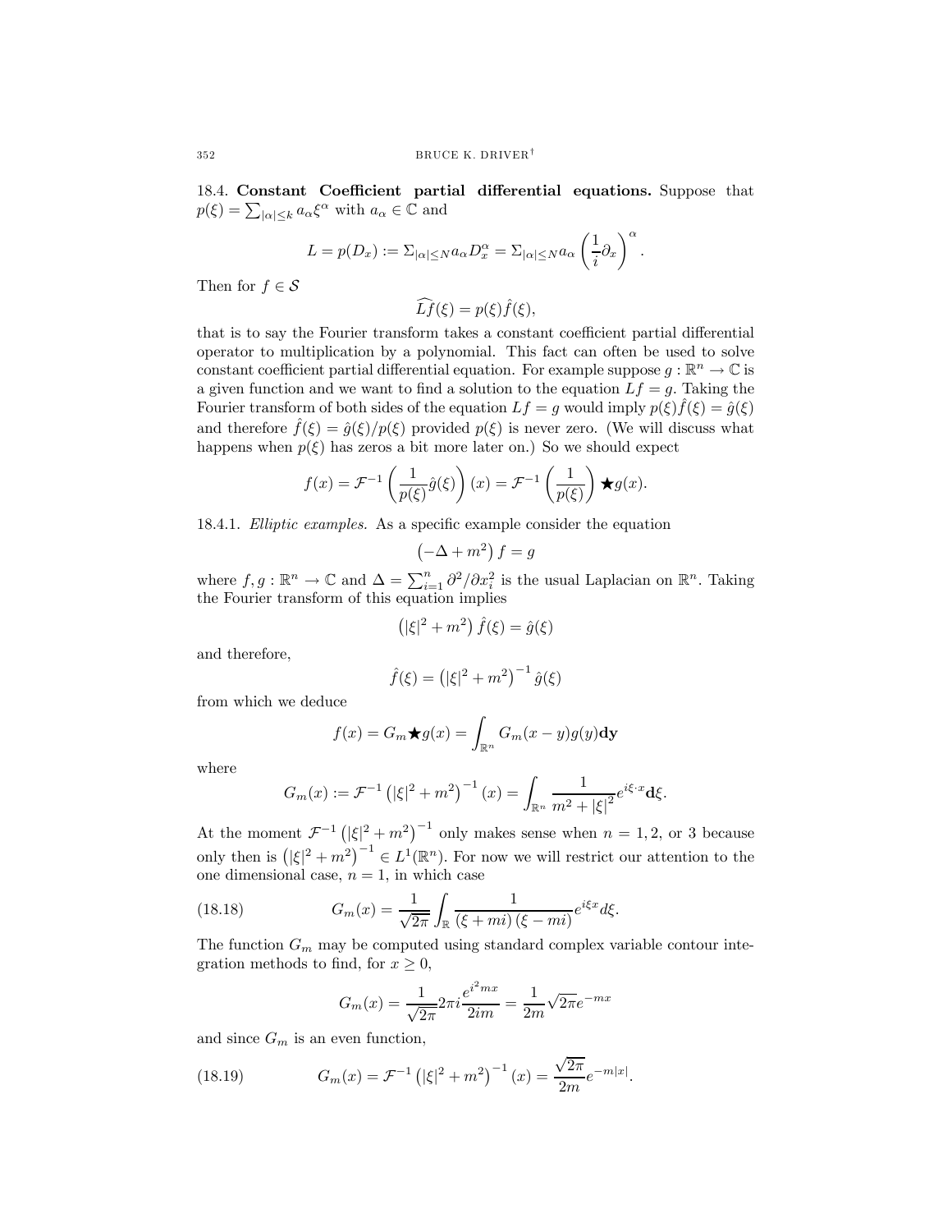18.4. **Constant Coefficient partial differential equations.** Suppose that $p(\xi) = \sum_{|\alpha| \le k} a_\alpha \xi^\alpha$ with $a_\alpha \in \mathbb{C}$ and

$$L = p(D_x) := \Sigma_{|\alpha| \le N} a_\alpha D_x^\alpha = \Sigma_{|\alpha| \le N} a_\alpha \left(\frac{1}{i}\partial_x\right)^\alpha.$$

Then for $f \in \mathcal{S}$

$$\widehat{Lf}(\xi) = p(\xi)\hat{f}(\xi),$$

that is to say the Fourier transform takes a constant coefficient partial differential operator to multiplication by a polynomial. This fact can often be used to solve constant coefficient partial differential equation. For example suppose $g : \mathbb{R}^n \to \mathbb{C}$ is a given function and we want to find a solution to the equation $Lf = g$. Taking the Fourier transform of both sides of the equation $Lf = g$ would imply $p(\xi)\hat{f}(\xi) = \hat{g}(\xi)$ and therefore $\hat{f}(\xi) = \hat{g}(\xi)/p(\xi)$ provided $p(\xi)$ is never zero. (We will discuss what happens when $p(\xi)$ has zeros a bit more later on.) So we should expect

$$f(x) = \mathcal{F}^{-1}\left(\frac{1}{p(\xi)}\hat{g}(\xi)\right)(x) = \mathcal{F}^{-1}\left(\frac{1}{p(\xi)}\right) \bigstar g(x).$$

18.4.1. *Elliptic examples.* As a specific example consider the equation

$$\left(-\Delta + m^2\right) f = g$$

where $f, g : \mathbb{R}^n \to \mathbb{C}$ and $\Delta = \sum_{i=1}^n \partial^2/\partial x_i^2$ is the usual Laplacian on $\mathbb{R}^n$. Taking the Fourier transform of this equation implies

$$\left(|\xi|^2 + m^2\right)\hat{f}(\xi) = \hat{g}(\xi)$$

and therefore,

$$\hat{f}(\xi) = \left(|\xi|^2 + m^2\right)^{-1}\hat{g}(\xi)$$

from which we deduce

$$f(x) = G_m \bigstar g(x) = \int_{\mathbb{R}^n} G_m(x-y)g(y)\mathbf{dy}$$

where

$$G_m(x) := \mathcal{F}^{-1}\left(|\xi|^2 + m^2\right)^{-1}(x) = \int_{\mathbb{R}^n} \frac{1}{m^2 + |\xi|^2} e^{i\xi\cdot x}\mathbf{d}\xi.$$

At the moment $\mathcal{F}^{-1}\left(|\xi|^2 + m^2\right)^{-1}$ only makes sense when $n = 1, 2,$ or $3$ because only then is $\left(|\xi|^2 + m^2\right)^{-1} \in L^1(\mathbb{R}^n)$. For now we will restrict our attention to the one dimensional case, $n = 1$, in which case

$$G_m(x) = \frac{1}{\sqrt{2\pi}}\int_{\mathbb{R}} \frac{1}{(\xi + mi)(\xi - mi)} e^{i\xi x} d\xi. \tag{18.18}$$

The function $G_m$ may be computed using standard complex variable contour integration methods to find, for $x \ge 0$,

$$G_m(x) = \frac{1}{\sqrt{2\pi}} 2\pi i \frac{e^{i^2 mx}}{2im} = \frac{1}{2m}\sqrt{2\pi}e^{-mx}$$

and since $G_m$ is an even function,

$$G_m(x) = \mathcal{F}^{-1}\left(|\xi|^2 + m^2\right)^{-1}(x) = \frac{\sqrt{2\pi}}{2m}e^{-m|x|}. \tag{18.19}$$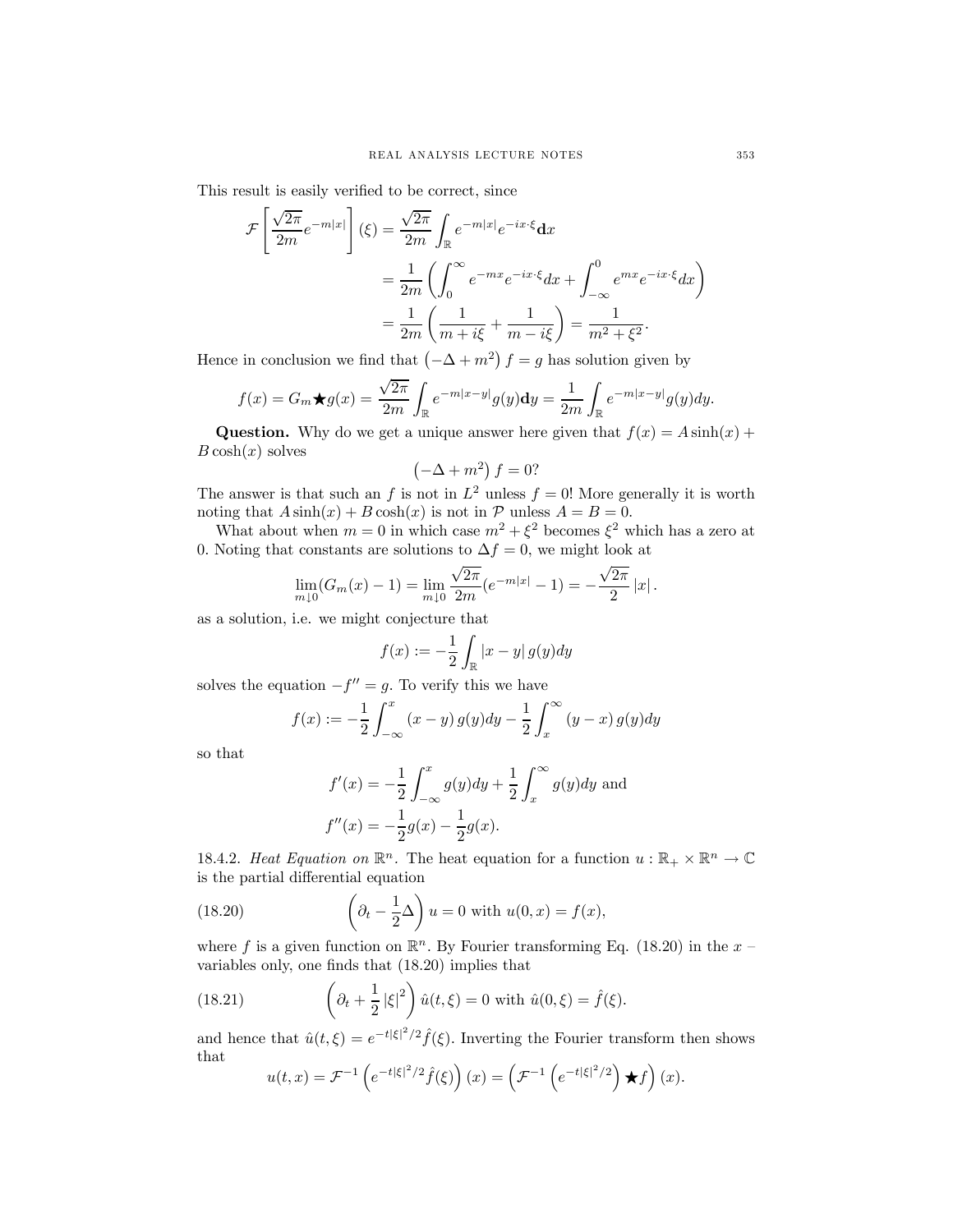This result is easily verified to be correct, since

$$
\begin{aligned}
\mathcal{F}\left[\frac{\sqrt{2\pi}}{2m}e^{-m|x|}\right](\xi) &= \frac{\sqrt{2\pi}}{2m}\int_{\mathbb{R}} e^{-m|x|}e^{-ix\cdot\xi}\mathbf{d}x \\
&= \frac{1}{2m}\left(\int_0^\infty e^{-mx}e^{-ix\cdot\xi}dx + \int_{-\infty}^0 e^{mx}e^{-ix\cdot\xi}dx\right) \\
&= \frac{1}{2m}\left(\frac{1}{m+i\xi}+\frac{1}{m-i\xi}\right) = \frac{1}{m^2+\xi^2}.
\end{aligned}
$$

Hence in conclusion we find that $\left(-\Delta + m^2\right) f = g$ has solution given by

$$
f(x) = G_m \bigstar g(x) = \frac{\sqrt{2\pi}}{2m}\int_{\mathbb{R}} e^{-m|x-y|}g(y)\mathbf{d}y = \frac{1}{2m}\int_{\mathbb{R}} e^{-m|x-y|}g(y)dy.
$$

**Question.** Why do we get a unique answer here given that $f(x) = A\sinh(x) + B\cosh(x)$ solves

$$
\left(-\Delta + m^2\right) f = 0?
$$

The answer is that such an $f$ is not in $L^2$ unless $f = 0$! More generally it is worth noting that $A\sinh(x) + B\cosh(x)$ is not in $\mathcal{P}$ unless $A = B = 0$.

What about when $m = 0$ in which case $m^2 + \xi^2$ becomes $\xi^2$ which has a zero at 0. Noting that constants are solutions to $\Delta f = 0$, we might look at

$$
\lim_{m\downarrow 0}(G_m(x) - 1) = \lim_{m\downarrow 0}\frac{\sqrt{2\pi}}{2m}(e^{-m|x|} - 1) = -\frac{\sqrt{2\pi}}{2}|x|.
$$

as a solution, i.e. we might conjecture that

$$
f(x) := -\frac{1}{2}\int_{\mathbb{R}} |x-y|\, g(y)dy
$$

solves the equation $-f'' = g$. To verify this we have

$$
f(x) := -\frac{1}{2}\int_{-\infty}^x (x-y)\, g(y)dy - \frac{1}{2}\int_x^\infty (y-x)\, g(y)dy
$$

so that

$$
\begin{aligned}
f'(x) &= -\frac{1}{2}\int_{-\infty}^x g(y)dy + \frac{1}{2}\int_x^\infty g(y)dy \text{ and} \\
f''(x) &= -\frac{1}{2}g(x) - \frac{1}{2}g(x).
\end{aligned}
$$

18.4.2. *Heat Equation on* $\mathbb{R}^n$. The heat equation for a function $u : \mathbb{R}_+ \times \mathbb{R}^n \to \mathbb{C}$ is the partial differential equation

$$
\left(\partial_t - \frac{1}{2}\Delta\right) u = 0 \text{ with } u(0,x) = f(x), \tag{18.20}
$$

where $f$ is a given function on $\mathbb{R}^n$. By Fourier transforming Eq. (18.20) in the $x$ – variables only, one finds that (18.20) implies that

$$
\left(\partial_t + \frac{1}{2}|\xi|^2\right)\hat{u}(t,\xi) = 0 \text{ with } \hat{u}(0,\xi) = \hat{f}(\xi). \tag{18.21}
$$

and hence that $\hat{u}(t,\xi) = e^{-t|\xi|^2/2}\hat{f}(\xi)$. Inverting the Fourier transform then shows that

$$
u(t,x) = \mathcal{F}^{-1}\left(e^{-t|\xi|^2/2}\hat{f}(\xi)\right)(x) = \left(\mathcal{F}^{-1}\left(e^{-t|\xi|^2/2}\right)\bigstar f\right)(x).
$$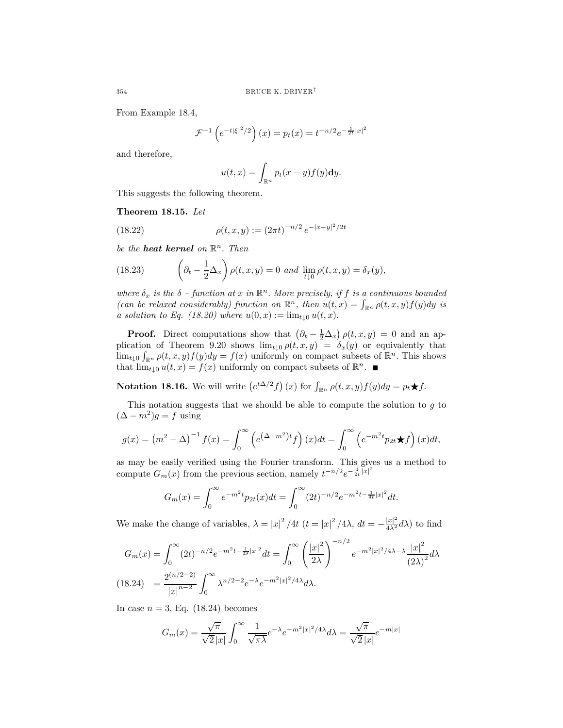From Example 18.4,

$$\mathcal{F}^{-1}\left(e^{-t|\xi|^2/2}\right)(x) = p_t(x) = t^{-n/2}e^{-\frac{1}{2t}|x|^2}$$

and therefore,

$$u(t,x) = \int_{\mathbb{R}^n} p_t(x-y)f(y)\mathbf{d}y.$$

This suggests the following theorem.

**Theorem 18.15.** *Let*

$$\rho(t,x,y) := (2\pi t)^{-n/2}\, e^{-|x-y|^2/2t} \tag{18.22}$$

*be the **heat kernel** on $\mathbb{R}^n$. Then*

$$\left(\partial_t - \frac{1}{2}\Delta_x\right)\rho(t,x,y) = 0 \text{ and } \lim_{t\downarrow 0}\rho(t,x,y) = \delta_x(y), \tag{18.23}$$

*where $\delta_x$ is the $\delta$ – function at $x$ in $\mathbb{R}^n$. More precisely, if $f$ is a continuous bounded (can be relaxed considerably) function on $\mathbb{R}^n$, then $u(t,x) = \int_{\mathbb{R}^n}\rho(t,x,y)f(y)dy$ is a solution to Eq. (18.20) where $u(0,x) := \lim_{t\downarrow 0} u(t,x)$.*

**Proof.** Direct computations show that $\left(\partial_t - \frac{1}{2}\Delta_x\right)\rho(t,x,y) = 0$ and an application of Theorem 9.20 shows $\lim_{t\downarrow 0}\rho(t,x,y) = \delta_x(y)$ or equivalently that $\lim_{t\downarrow 0}\int_{\mathbb{R}^n}\rho(t,x,y)f(y)dy = f(x)$ uniformly on compact subsets of $\mathbb{R}^n$. This shows that $\lim_{t\downarrow 0} u(t,x) = f(x)$ uniformly on compact subsets of $\mathbb{R}^n$. ∎

**Notation 18.16.** We will write $\left(e^{t\Delta/2}f\right)(x)$ for $\int_{\mathbb{R}^n}\rho(t,x,y)f(y)dy = p_t \bigstar f$.

This notation suggests that we should be able to compute the solution to $g$ to $(\Delta - m^2)g = f$ using

$$g(x) = \left(m^2 - \Delta\right)^{-1}f(x) = \int_0^\infty \left(e^{\left(\Delta - m^2\right)t}f\right)(x)dt = \int_0^\infty \left(e^{-m^2 t}p_{2t}\bigstar f\right)(x)dt,$$

as may be easily verified using the Fourier transform. This gives us a method to compute $G_m(x)$ from the previous section, namely $t^{-n/2}e^{-\frac{1}{2t}|x|^2}$

$$G_m(x) = \int_0^\infty e^{-m^2 t}p_{2t}(x)dt = \int_0^\infty (2t)^{-n/2}e^{-m^2 t - \frac{1}{4t}|x|^2}dt.$$

We make the change of variables, $\lambda = |x|^2/4t$ ($t = |x|^2/4\lambda$, $dt = -\frac{|x|^2}{4\lambda^2}d\lambda$) to find

$$G_m(x) = \int_0^\infty (2t)^{-n/2}e^{-m^2 t - \frac{1}{4t}|x|^2}dt = \int_0^\infty \left(\frac{|x|^2}{2\lambda}\right)^{-n/2} e^{-m^2|x|^2/4\lambda - \lambda}\frac{|x|^2}{(2\lambda)^2}d\lambda$$

$$= \frac{2^{(n/2-2)}}{|x|^{n-2}}\int_0^\infty \lambda^{n/2-2}e^{-\lambda}e^{-m^2|x|^2/4\lambda}d\lambda. \tag{18.24}$$

In case $n = 3$, Eq. (18.24) becomes

$$G_m(x) = \frac{\sqrt{\pi}}{\sqrt{2}\,|x|}\int_0^\infty \frac{1}{\sqrt{\pi\lambda}}e^{-\lambda}e^{-m^2|x|^2/4\lambda}d\lambda = \frac{\sqrt{\pi}}{\sqrt{2}\,|x|}e^{-m|x|}$$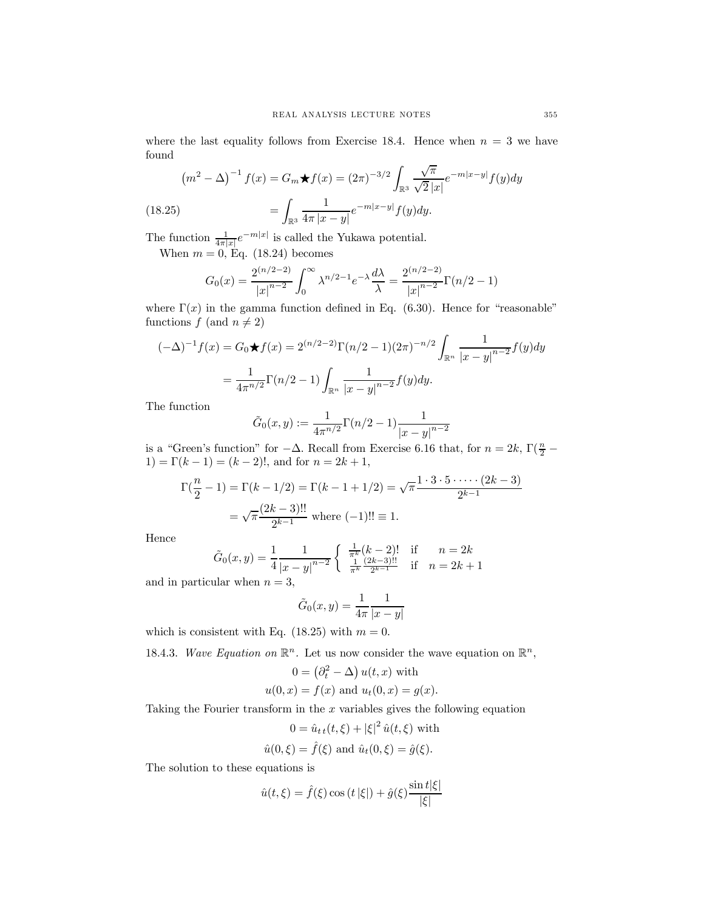where the last equality follows from Exercise 18.4. Hence when $n = 3$ we have found

$$\left(m^2 - \Delta\right)^{-1} f(x) = G_m \bigstar f(x) = (2\pi)^{-3/2} \int_{\mathbb{R}^3} \frac{\sqrt{\pi}}{\sqrt{2}\,|x|} e^{-m|x-y|} f(y) dy$$

$$= \int_{\mathbb{R}^3} \frac{1}{4\pi\,|x-y|} e^{-m|x-y|} f(y) dy. \tag{18.25}$$

The function $\frac{1}{4\pi|x|} e^{-m|x|}$ is called the Yukawa potential.

When $m = 0$, Eq. (18.24) becomes

$$G_0(x) = \frac{2^{(n/2-2)}}{|x|^{n-2}} \int_0^\infty \lambda^{n/2-1} e^{-\lambda} \frac{d\lambda}{\lambda} = \frac{2^{(n/2-2)}}{|x|^{n-2}} \Gamma(n/2 - 1)$$

where $\Gamma(x)$ in the gamma function defined in Eq. (6.30). Hence for "reasonable" functions $f$ (and $n \neq 2$)

$$(-\Delta)^{-1} f(x) = G_0 \bigstar f(x) = 2^{(n/2-2)} \Gamma(n/2-1) (2\pi)^{-n/2} \int_{\mathbb{R}^n} \frac{1}{|x-y|^{n-2}} f(y) dy$$

$$= \frac{1}{4\pi^{n/2}} \Gamma(n/2-1) \int_{\mathbb{R}^n} \frac{1}{|x-y|^{n-2}} f(y) dy.$$

The function

$$\tilde{G}_0(x,y) := \frac{1}{4\pi^{n/2}} \Gamma(n/2-1) \frac{1}{|x-y|^{n-2}}$$

is a "Green's function" for $-\Delta$. Recall from Exercise 6.16 that, for $n = 2k$, $\Gamma(\frac{n}{2} - 1) = \Gamma(k-1) = (k-2)!$, and for $n = 2k+1$,

$$\Gamma(\frac{n}{2} - 1) = \Gamma(k - 1/2) = \Gamma(k - 1 + 1/2) = \sqrt{\pi} \frac{1 \cdot 3 \cdot 5 \cdot \cdots \cdot (2k-3)}{2^{k-1}}$$

$$= \sqrt{\pi} \frac{(2k-3)!!}{2^{k-1}} \text{ where } (-1)!! \equiv 1.$$

Hence

$$\tilde{G}_0(x,y) = \frac{1}{4} \frac{1}{|x-y|^{n-2}} \begin{cases} \frac{1}{\pi^k} (k-2)! & \text{if } \quad n = 2k \\ \frac{1}{\pi^k} \frac{(2k-3)!!}{2^{k-1}} & \text{if } \quad n = 2k+1 \end{cases}$$

and in particular when $n = 3$,

$$\tilde{G}_0(x,y) = \frac{1}{4\pi} \frac{1}{|x-y|}$$

which is consistent with Eq. (18.25) with $m = 0$.

18.4.3. *Wave Equation on* $\mathbb{R}^n$. Let us now consider the wave equation on $\mathbb{R}^n$,

$$0 = \left(\partial_t^2 - \Delta\right) u(t,x) \text{ with}$$

$$u(0,x) = f(x) \text{ and } u_t(0,x) = g(x).$$

Taking the Fourier transform in the $x$ variables gives the following equation

$$0 = \hat{u}_{tt}(t,\xi) + |\xi|^2 \hat{u}(t,\xi) \text{ with}$$

$$\hat{u}(0,\xi) = \hat{f}(\xi) \text{ and } \hat{u}_t(0,\xi) = \hat{g}(\xi).$$

The solution to these equations is

$$\hat{u}(t,\xi) = \hat{f}(\xi) \cos(t\,|\xi|) + \hat{g}(\xi) \frac{\sin t|\xi|}{|\xi|}$$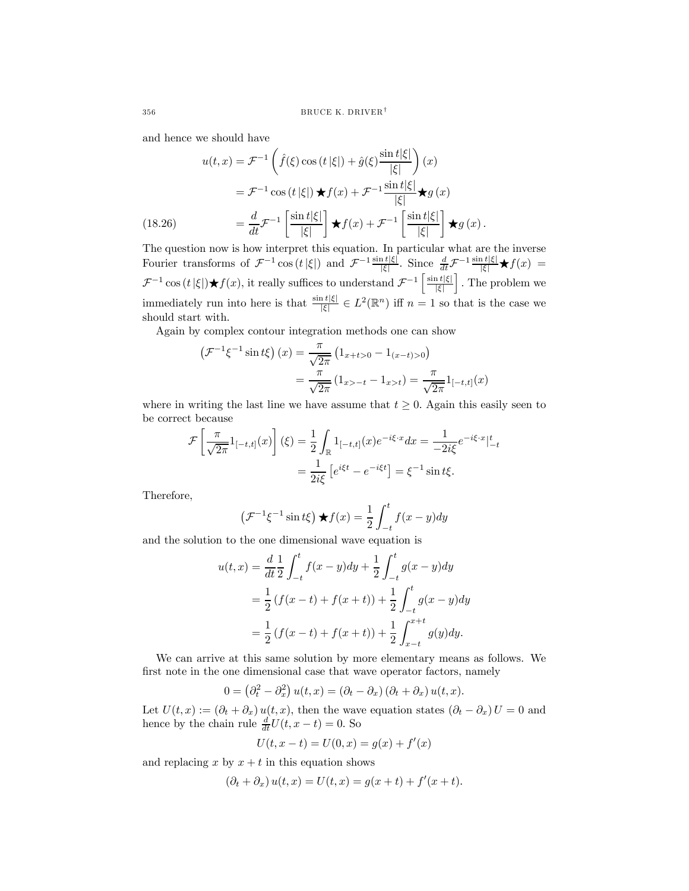and hence we should have

$$
\begin{aligned}
u(t,x) &= \mathcal{F}^{-1}\left(\hat{f}(\xi)\cos(t|\xi|) + \hat{g}(\xi)\frac{\sin t|\xi|}{|\xi|}\right)(x) \\
&= \mathcal{F}^{-1}\cos(t|\xi|)\bigstar f(x) + \mathcal{F}^{-1}\frac{\sin t|\xi|}{|\xi|}\bigstar g(x) \\
&= \frac{d}{dt}\mathcal{F}^{-1}\left[\frac{\sin t|\xi|}{|\xi|}\right]\bigstar f(x) + \mathcal{F}^{-1}\left[\frac{\sin t|\xi|}{|\xi|}\right]\bigstar g(x). \qquad (18.26)
\end{aligned}
$$

The question now is how interpret this equation. In particular what are the inverse Fourier transforms of $\mathcal{F}^{-1}\cos(t|\xi|)$ and $\mathcal{F}^{-1}\frac{\sin t|\xi|}{|\xi|}$. Since $\frac{d}{dt}\mathcal{F}^{-1}\frac{\sin t|\xi|}{|\xi|}\bigstar f(x) = \mathcal{F}^{-1}\cos(t|\xi|)\bigstar f(x)$, it really suffices to understand $\mathcal{F}^{-1}\left[\frac{\sin t|\xi|}{|\xi|}\right]$. The problem we immediately run into here is that $\frac{\sin t|\xi|}{|\xi|} \in L^2(\mathbb{R}^n)$ iff $n = 1$ so that is the case we should start with.

Again by complex contour integration methods one can show

$$
\begin{aligned}
\left(\mathcal{F}^{-1}\xi^{-1}\sin t\xi\right)(x) &= \frac{\pi}{\sqrt{2\pi}}\left(1_{x+t>0} - 1_{(x-t)>0}\right) \\
&= \frac{\pi}{\sqrt{2\pi}}\left(1_{x>-t} - 1_{x>t}\right) = \frac{\pi}{\sqrt{2\pi}}1_{[-t,t]}(x)
\end{aligned}
$$

where in writing the last line we have assume that $t \geq 0$. Again this easily seen to be correct because

$$
\begin{aligned}
\mathcal{F}\left[\frac{\pi}{\sqrt{2\pi}}1_{[-t,t]}(x)\right](\xi) &= \frac{1}{2}\int_{\mathbb{R}} 1_{[-t,t]}(x)e^{-i\xi\cdot x}dx = \frac{1}{-2i\xi}e^{-i\xi\cdot x}|_{-t}^{t} \\
&= \frac{1}{2i\xi}\left[e^{i\xi t} - e^{-i\xi t}\right] = \xi^{-1}\sin t\xi.
\end{aligned}
$$

Therefore,

$$
\left(\mathcal{F}^{-1}\xi^{-1}\sin t\xi\right)\bigstar f(x) = \frac{1}{2}\int_{-t}^{t} f(x-y)dy
$$

and the solution to the one dimensional wave equation is

$$
\begin{aligned}
u(t,x) &= \frac{d}{dt}\frac{1}{2}\int_{-t}^{t} f(x-y)dy + \frac{1}{2}\int_{-t}^{t} g(x-y)dy \\
&= \frac{1}{2}\left(f(x-t) + f(x+t)\right) + \frac{1}{2}\int_{-t}^{t} g(x-y)dy \\
&= \frac{1}{2}\left(f(x-t) + f(x+t)\right) + \frac{1}{2}\int_{x-t}^{x+t} g(y)dy.
\end{aligned}
$$

We can arrive at this same solution by more elementary means as follows. We first note in the one dimensional case that wave operator factors, namely

$$
0 = \left(\partial_t^2 - \partial_x^2\right)u(t,x) = \left(\partial_t - \partial_x\right)\left(\partial_t + \partial_x\right)u(t,x).
$$

Let $U(t,x) := \left(\partial_t + \partial_x\right)u(t,x)$, then the wave equation states $\left(\partial_t - \partial_x\right)U = 0$ and hence by the chain rule $\frac{d}{dt}U(t, x-t) = 0$. So

$$
U(t, x-t) = U(0,x) = g(x) + f'(x)
$$

and replacing $x$ by $x + t$ in this equation shows

$$
\left(\partial_t + \partial_x\right)u(t,x) = U(t,x) = g(x+t) + f'(x+t).
$$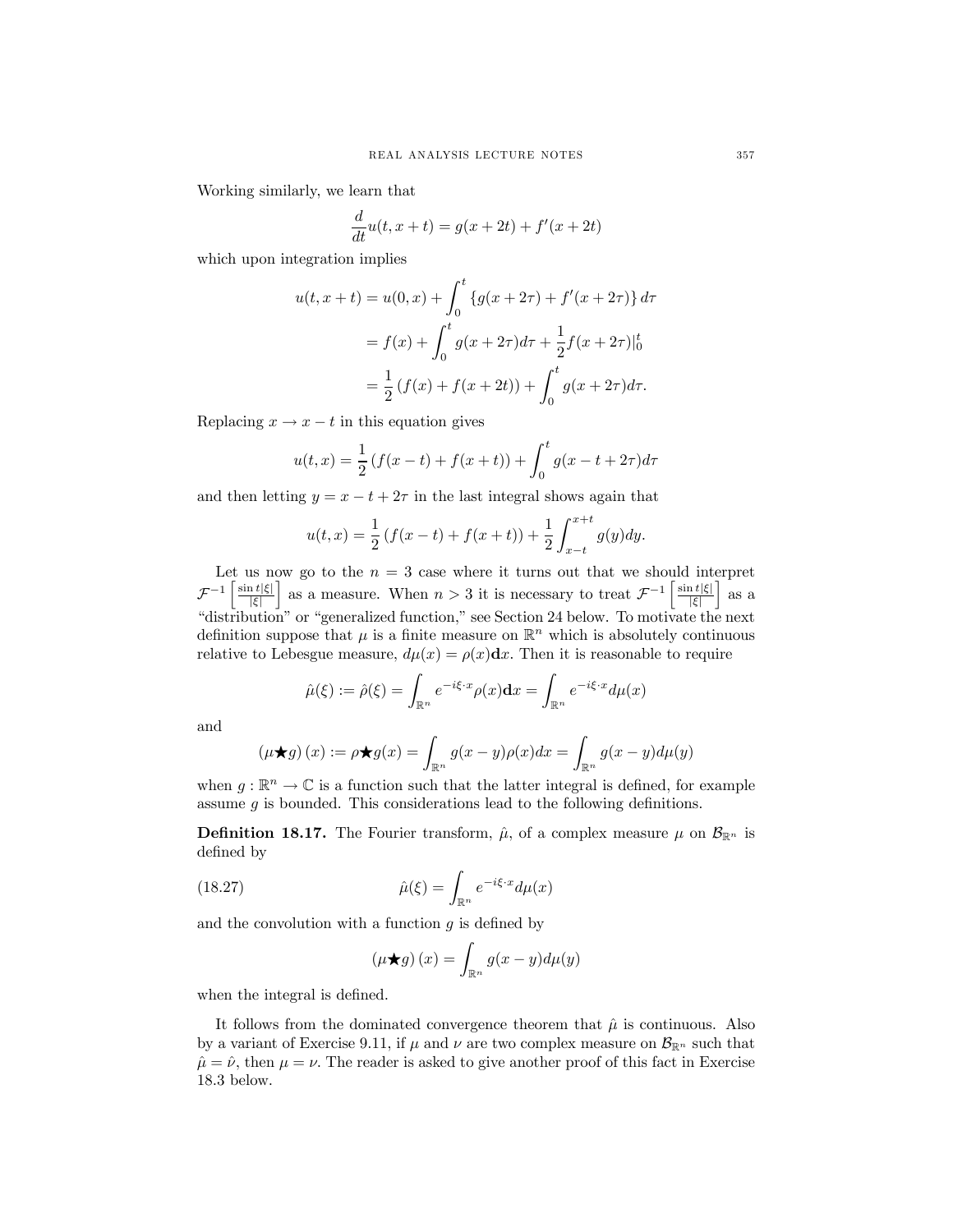Working similarly, we learn that

$$\frac{d}{dt}u(t, x+t) = g(x+2t) + f'(x+2t)$$

which upon integration implies

$$\begin{aligned}
u(t, x+t) &= u(0, x) + \int_0^t \{g(x+2\tau) + f'(x+2\tau)\}\, d\tau \\
&= f(x) + \int_0^t g(x+2\tau)d\tau + \frac{1}{2}f(x+2\tau)|_0^t \\
&= \frac{1}{2}\left(f(x) + f(x+2t)\right) + \int_0^t g(x+2\tau)d\tau.
\end{aligned}$$

Replacing $x \to x - t$ in this equation gives

$$u(t, x) = \frac{1}{2}\left(f(x-t) + f(x+t)\right) + \int_0^t g(x - t + 2\tau)d\tau$$

and then letting $y = x - t + 2\tau$ in the last integral shows again that

$$u(t, x) = \frac{1}{2}\left(f(x-t) + f(x+t)\right) + \frac{1}{2}\int_{x-t}^{x+t} g(y)dy.$$

Let us now go to the $n = 3$ case where it turns out that we should interpret $\mathcal{F}^{-1}\left[\frac{\sin t|\xi|}{|\xi|}\right]$ as a measure. When $n > 3$ it is necessary to treat $\mathcal{F}^{-1}\left[\frac{\sin t|\xi|}{|\xi|}\right]$ as a "distribution" or "generalized function," see Section 24 below. To motivate the next definition suppose that $\mu$ is a finite measure on $\mathbb{R}^n$ which is absolutely continuous relative to Lebesgue measure, $d\mu(x) = \rho(x)\mathbf{d}x$. Then it is reasonable to require

$$\hat{\mu}(\xi) := \hat{\rho}(\xi) = \int_{\mathbb{R}^n} e^{-i\xi\cdot x}\rho(x)\mathbf{d}x = \int_{\mathbb{R}^n} e^{-i\xi\cdot x}d\mu(x)$$

and

$$(\mu \bigstar g)(x) := \rho \bigstar g(x) = \int_{\mathbb{R}^n} g(x-y)\rho(x)dx = \int_{\mathbb{R}^n} g(x-y)d\mu(y)$$

when $g : \mathbb{R}^n \to \mathbb{C}$ is a function such that the latter integral is defined, for example assume $g$ is bounded. This considerations lead to the following definitions.

**Definition 18.17.** The Fourier transform, $\hat{\mu}$, of a complex measure $\mu$ on $\mathcal{B}_{\mathbb{R}^n}$ is defined by

$$\hat{\mu}(\xi) = \int_{\mathbb{R}^n} e^{-i\xi\cdot x}d\mu(x) \tag{18.27}$$

and the convolution with a function $g$ is defined by

$$(\mu \bigstar g)(x) = \int_{\mathbb{R}^n} g(x-y)d\mu(y)$$

when the integral is defined.

It follows from the dominated convergence theorem that $\hat{\mu}$ is continuous. Also by a variant of Exercise 9.11, if $\mu$ and $\nu$ are two complex measure on $\mathcal{B}_{\mathbb{R}^n}$ such that $\hat{\mu} = \hat{\nu}$, then $\mu = \nu$. The reader is asked to give another proof of this fact in Exercise 18.3 below.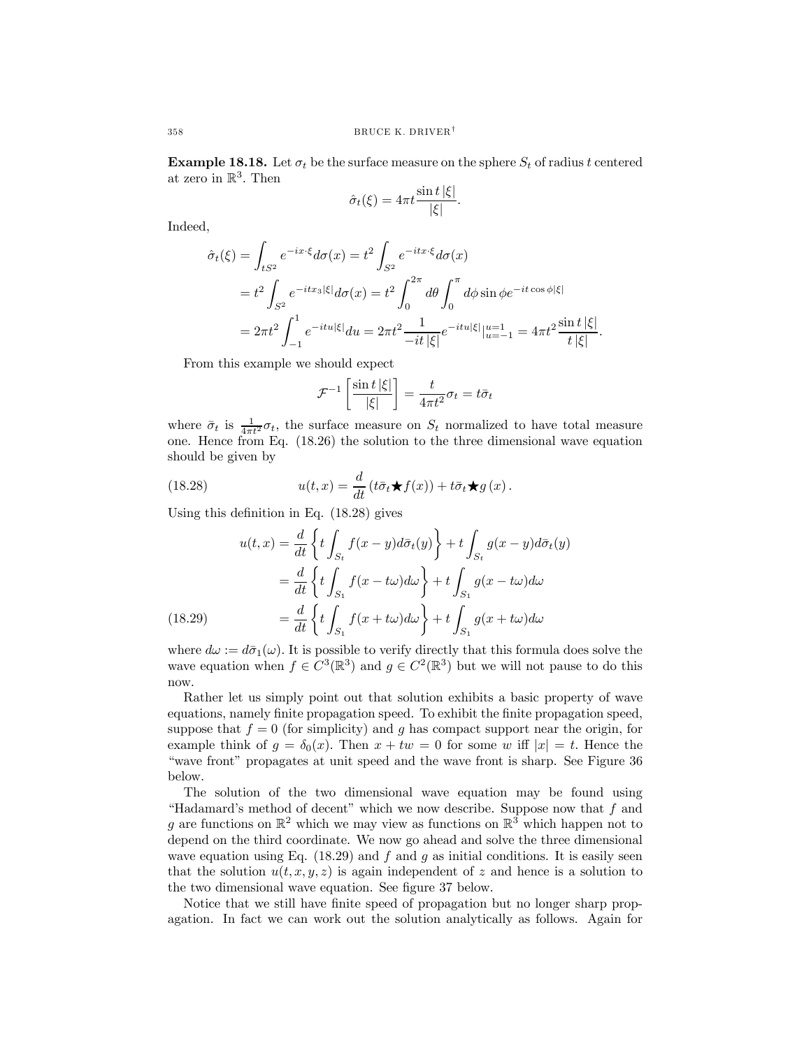**Example 18.18.** Let $\sigma_t$ be the surface measure on the sphere $S_t$ of radius $t$ centered at zero in $\mathbb{R}^3$. Then

$$\hat{\sigma}_t(\xi) = 4\pi t \frac{\sin t\,|\xi|}{|\xi|}.$$

Indeed,

$$\begin{aligned}
\hat{\sigma}_t(\xi) &= \int_{tS^2} e^{-ix\cdot\xi} d\sigma(x) = t^2 \int_{S^2} e^{-itx\cdot\xi} d\sigma(x) \\
&= t^2 \int_{S^2} e^{-itx_3|\xi|} d\sigma(x) = t^2 \int_0^{2\pi} d\theta \int_0^{\pi} d\phi \sin\phi \, e^{-it\cos\phi|\xi|} \\
&= 2\pi t^2 \int_{-1}^{1} e^{-itu|\xi|} du = 2\pi t^2 \frac{1}{-it\,|\xi|} e^{-itu|\xi|}|_{u=-1}^{u=1} = 4\pi t^2 \frac{\sin t\,|\xi|}{t\,|\xi|}.
\end{aligned}$$

From this example we should expect

$$\mathcal{F}^{-1}\left[\frac{\sin t\,|\xi|}{|\xi|}\right] = \frac{t}{4\pi t^2}\sigma_t = t\bar{\sigma}_t$$

where $\bar{\sigma}_t$ is $\frac{1}{4\pi t^2}\sigma_t$, the surface measure on $S_t$ normalized to have total measure one. Hence from Eq. (18.26) the solution to the three dimensional wave equation should be given by

$$u(t,x) = \frac{d}{dt}\left(t\bar{\sigma}_t \bigstar f(x)\right) + t\bar{\sigma}_t \bigstar g\,(x)\,. \tag{18.28}$$

Using this definition in Eq. (18.28) gives

$$\begin{aligned}
u(t,x) &= \frac{d}{dt}\left\{t\int_{S_t} f(x-y)d\bar{\sigma}_t(y)\right\} + t\int_{S_t} g(x-y)d\bar{\sigma}_t(y) \\
&= \frac{d}{dt}\left\{t\int_{S_1} f(x-t\omega)d\omega\right\} + t\int_{S_1} g(x-t\omega)d\omega \\
&= \frac{d}{dt}\left\{t\int_{S_1} f(x+t\omega)d\omega\right\} + t\int_{S_1} g(x+t\omega)d\omega
\end{aligned} \tag{18.29}$$

where $d\omega := d\bar{\sigma}_1(\omega)$. It is possible to verify directly that this formula does solve the wave equation when $f \in C^3(\mathbb{R}^3)$ and $g \in C^2(\mathbb{R}^3)$ but we will not pause to do this now.

Rather let us simply point out that solution exhibits a basic property of wave equations, namely finite propagation speed. To exhibit the finite propagation speed, suppose that $f = 0$ (for simplicity) and $g$ has compact support near the origin, for example think of $g = \delta_0(x)$. Then $x + tw = 0$ for some $w$ iff $|x| = t$. Hence the "wave front" propagates at unit speed and the wave front is sharp. See Figure 36 below.

The solution of the two dimensional wave equation may be found using "Hadamard's method of decent" which we now describe. Suppose now that $f$ and $g$ are functions on $\mathbb{R}^2$ which we may view as functions on $\mathbb{R}^3$ which happen not to depend on the third coordinate. We now go ahead and solve the three dimensional wave equation using Eq. (18.29) and $f$ and $g$ as initial conditions. It is easily seen that the solution $u(t,x,y,z)$ is again independent of $z$ and hence is a solution to the two dimensional wave equation. See figure 37 below.

Notice that we still have finite speed of propagation but no longer sharp propagation. In fact we can work out the solution analytically as follows. Again for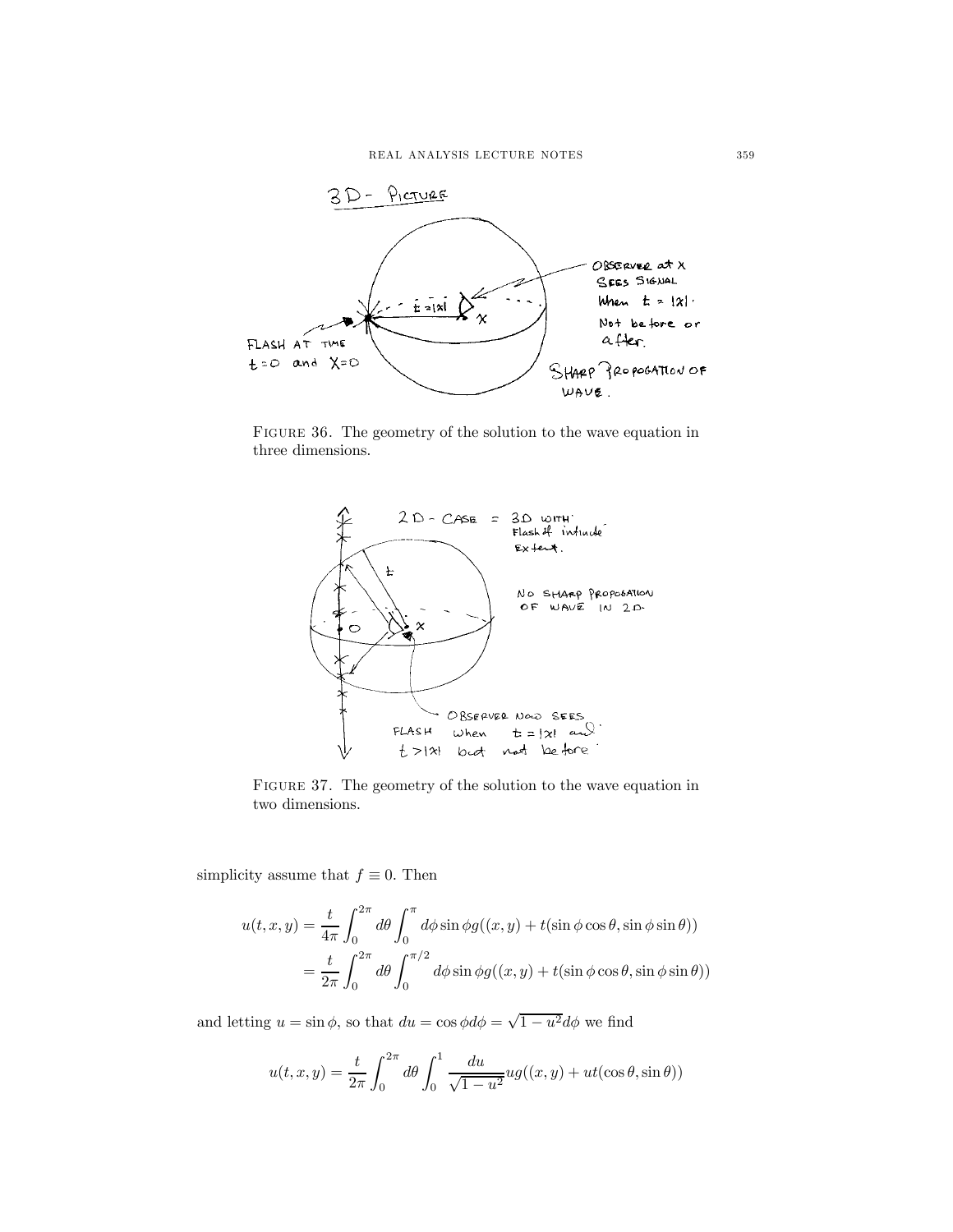FIGURE 36. The geometry of the solution to the wave equation in three dimensions.

FIGURE 37. The geometry of the solution to the wave equation in two dimensions.

simplicity assume that $f \equiv 0$. Then

$$
\begin{aligned}
u(t,x,y) &= \frac{t}{4\pi}\int_0^{2\pi} d\theta \int_0^{\pi} d\phi \sin\phi\, g((x,y) + t(\sin\phi\cos\theta, \sin\phi\sin\theta)) \\
&= \frac{t}{2\pi}\int_0^{2\pi} d\theta \int_0^{\pi/2} d\phi \sin\phi\, g((x,y) + t(\sin\phi\cos\theta, \sin\phi\sin\theta))
\end{aligned}
$$

and letting $u = \sin\phi$, so that $du = \cos\phi d\phi = \sqrt{1-u^2}d\phi$ we find

$$
u(t,x,y) = \frac{t}{2\pi}\int_0^{2\pi} d\theta \int_0^1 \frac{du}{\sqrt{1-u^2}} u g((x,y) + ut(\cos\theta, \sin\theta))
$$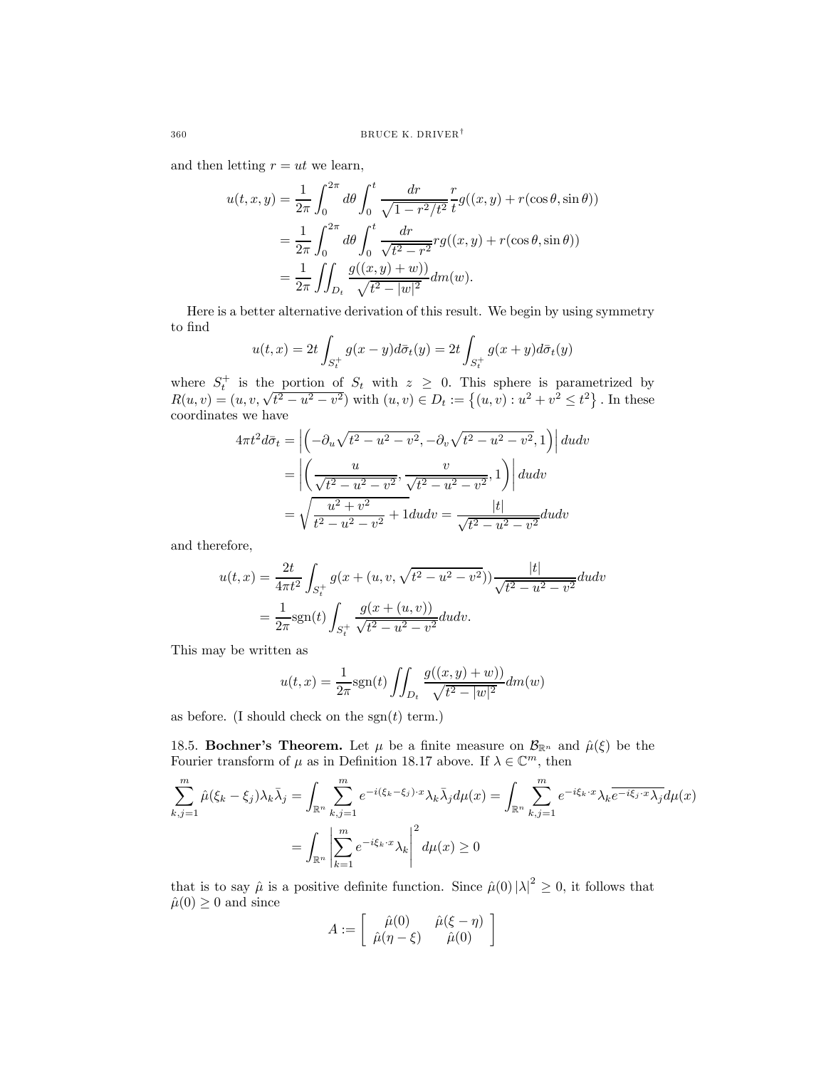and then letting $r = ut$ we learn,

$$
\begin{aligned}
u(t,x,y) &= \frac{1}{2\pi}\int_0^{2\pi} d\theta \int_0^t \frac{dr}{\sqrt{1-r^2/t^2}}\frac{r}{t} g((x,y)+r(\cos\theta,\sin\theta)) \\
&= \frac{1}{2\pi}\int_0^{2\pi} d\theta \int_0^t \frac{dr}{\sqrt{t^2-r^2}} r g((x,y)+r(\cos\theta,\sin\theta)) \\
&= \frac{1}{2\pi}\iint_{D_t} \frac{g((x,y)+w))}{\sqrt{t^2-|w|^2}} dm(w).
\end{aligned}
$$

Here is a better alternative derivation of this result. We begin by using symmetry to find

$$
u(t,x) = 2t\int_{S_t^+} g(x-y)d\bar{\sigma}_t(y) = 2t\int_{S_t^+} g(x+y)d\bar{\sigma}_t(y)
$$

where $S_t^+$ is the portion of $S_t$ with $z \geq 0$. This sphere is parametrized by $R(u,v) = (u,v,\sqrt{t^2-u^2-v^2})$ with $(u,v) \in D_t := \left\{(u,v) : u^2+v^2 \leq t^2\right\}$. In these coordinates we have

$$
\begin{aligned}
4\pi t^2 d\bar{\sigma}_t &= \left|\left(-\partial_u\sqrt{t^2-u^2-v^2}, -\partial_v\sqrt{t^2-u^2-v^2}, 1\right)\right| dudv \\
&= \left|\left(\frac{u}{\sqrt{t^2-u^2-v^2}}, \frac{v}{\sqrt{t^2-u^2-v^2}}, 1\right)\right| dudv \\
&= \sqrt{\frac{u^2+v^2}{t^2-u^2-v^2}+1}dudv = \frac{|t|}{\sqrt{t^2-u^2-v^2}}dudv
\end{aligned}
$$

and therefore,

$$
\begin{aligned}
u(t,x) &= \frac{2t}{4\pi t^2}\int_{S_t^+} g(x+(u,v,\sqrt{t^2-u^2-v^2}))\frac{|t|}{\sqrt{t^2-u^2-v^2}}dudv \\
&= \frac{1}{2\pi}\operatorname{sgn}(t)\int_{S_t^+} \frac{g(x+(u,v))}{\sqrt{t^2-u^2-v^2}}dudv.
\end{aligned}
$$

This may be written as

$$
u(t,x) = \frac{1}{2\pi}\operatorname{sgn}(t)\iint_{D_t} \frac{g((x,y)+w))}{\sqrt{t^2-|w|^2}}dm(w)
$$

as before. (I should check on the sgn$(t)$ term.)

18.5. **Bochner's Theorem.** Let $\mu$ be a finite measure on $\mathcal{B}_{\mathbb{R}^n}$ and $\hat{\mu}(\xi)$ be the Fourier transform of $\mu$ as in Definition 18.17 above. If $\lambda \in \mathbb{C}^m$, then

$$
\begin{aligned}
\sum_{k,j=1}^m \hat{\mu}(\xi_k-\xi_j)\lambda_k\bar{\lambda}_j &= \int_{\mathbb{R}^n}\sum_{k,j=1}^m e^{-i(\xi_k-\xi_j)\cdot x}\lambda_k\bar{\lambda}_j d\mu(x) = \int_{\mathbb{R}^n}\sum_{k,j=1}^m e^{-i\xi_k\cdot x}\lambda_k\overline{e^{-i\xi_j\cdot x}\lambda_j}d\mu(x) \\
&= \int_{\mathbb{R}^n}\left|\sum_{k=1}^m e^{-i\xi_k\cdot x}\lambda_k\right|^2 d\mu(x) \geq 0
\end{aligned}
$$

that is to say $\hat{\mu}$ is a positive definite function. Since $\hat{\mu}(0)|\lambda|^2 \geq 0$, it follows that $\hat{\mu}(0) \geq 0$ and since

$$
A := \begin{bmatrix} \hat{\mu}(0) & \hat{\mu}(\xi-\eta) \\ \hat{\mu}(\eta-\xi) & \hat{\mu}(0) \end{bmatrix}
$$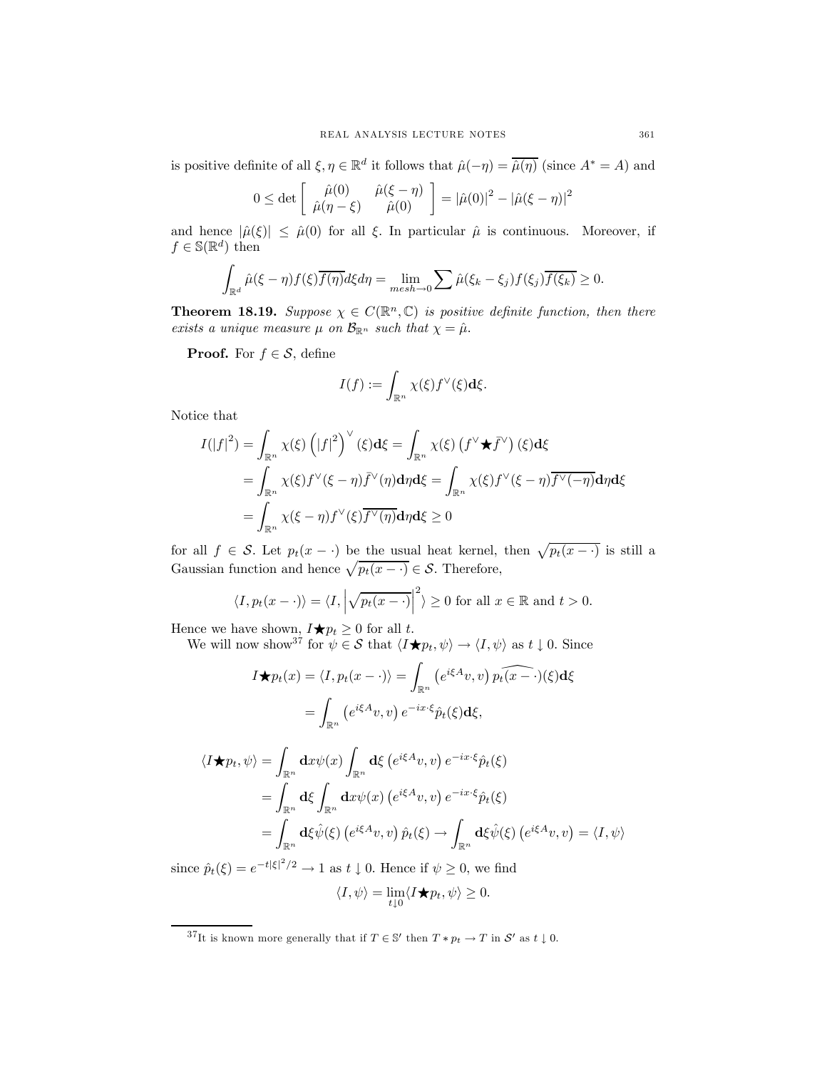is positive definite of all $\xi, \eta \in \mathbb{R}^d$ it follows that $\hat{\mu}(-\eta) = \overline{\hat{\mu}(\eta)}$ (since $A^* = A$) and

$$0 \leq \det \begin{bmatrix} \hat{\mu}(0) & \hat{\mu}(\xi - \eta) \\ \hat{\mu}(\eta - \xi) & \hat{\mu}(0) \end{bmatrix} = |\hat{\mu}(0)|^2 - |\hat{\mu}(\xi - \eta)|^2$$

and hence $|\hat{\mu}(\xi)| \leq \hat{\mu}(0)$ for all $\xi$. In particular $\hat{\mu}$ is continuous. Moreover, if $f \in \mathbb{S}(\mathbb{R}^d)$ then

$$\int_{\mathbb{R}^d} \hat{\mu}(\xi - \eta) f(\xi) \overline{f(\eta)} d\xi d\eta = \lim_{mesh \to 0} \sum \hat{\mu}(\xi_k - \xi_j) f(\xi_j) \overline{f(\xi_k)} \geq 0.$$

**Theorem 18.19.** *Suppose $\chi \in C(\mathbb{R}^n, \mathbb{C})$ is positive definite function, then there exists a unique measure $\mu$ on $\mathcal{B}_{\mathbb{R}^n}$ such that $\chi = \hat{\mu}$.*

**Proof.** For $f \in \mathcal{S}$, define

$$I(f) := \int_{\mathbb{R}^n} \chi(\xi) f^\vee(\xi) \mathbf{d}\xi.$$

Notice that

$$\begin{aligned}
I(|f|^2) &= \int_{\mathbb{R}^n} \chi(\xi) \left(|f|^2\right)^\vee(\xi) \mathbf{d}\xi = \int_{\mathbb{R}^n} \chi(\xi) \left(f^\vee \bigstar \bar{f}^\vee\right)(\xi) \mathbf{d}\xi \\
&= \int_{\mathbb{R}^n} \chi(\xi) f^\vee(\xi - \eta) \bar{f}^\vee(\eta) \mathbf{d}\eta \mathbf{d}\xi = \int_{\mathbb{R}^n} \chi(\xi) f^\vee(\xi - \eta) \overline{f^\vee(-\eta)} \mathbf{d}\eta \mathbf{d}\xi \\
&= \int_{\mathbb{R}^n} \chi(\xi - \eta) f^\vee(\xi) \overline{f^\vee(\eta)} \mathbf{d}\eta \mathbf{d}\xi \geq 0
\end{aligned}$$

for all $f \in \mathcal{S}$. Let $p_t(x - \cdot)$ be the usual heat kernel, then $\sqrt{p_t(x - \cdot)}$ is still a Gaussian function and hence $\sqrt{p_t(x - \cdot)} \in \mathcal{S}$. Therefore,

$$\langle I, p_t(x - \cdot) \rangle = \langle I, \left|\sqrt{p_t(x - \cdot)}\right|^2 \rangle \geq 0 \text{ for all } x \in \mathbb{R} \text{ and } t > 0.$$

Hence we have shown, $I \bigstar p_t \geq 0$ for all $t$.

We will now show[37] for $\psi \in \mathcal{S}$ that $\langle I \bigstar p_t, \psi \rangle \to \langle I, \psi \rangle$ as $t \downarrow 0$. Since

$$\begin{aligned}
I \bigstar p_t(x) = \langle I, p_t(x - \cdot) \rangle &= \int_{\mathbb{R}^n} \left(e^{i\xi A} v, v\right) \widehat{p_t(x - \cdot)}(\xi) \mathbf{d}\xi \\
&= \int_{\mathbb{R}^n} \left(e^{i\xi A} v, v\right) e^{-ix \cdot \xi} \hat{p}_t(\xi) \mathbf{d}\xi,
\end{aligned}$$

$$\begin{aligned}
\langle I \bigstar p_t, \psi \rangle &= \int_{\mathbb{R}^n} \mathbf{d}x \psi(x) \int_{\mathbb{R}^n} \mathbf{d}\xi \left(e^{i\xi A} v, v\right) e^{-ix \cdot \xi} \hat{p}_t(\xi) \\
&= \int_{\mathbb{R}^n} \mathbf{d}\xi \int_{\mathbb{R}^n} \mathbf{d}x \psi(x) \left(e^{i\xi A} v, v\right) e^{-ix \cdot \xi} \hat{p}_t(\xi) \\
&= \int_{\mathbb{R}^n} \mathbf{d}\xi \hat{\psi}(\xi) \left(e^{i\xi A} v, v\right) \hat{p}_t(\xi) \to \int_{\mathbb{R}^n} \mathbf{d}\xi \hat{\psi}(\xi) \left(e^{i\xi A} v, v\right) = \langle I, \psi \rangle
\end{aligned}$$

since $\hat{p}_t(\xi) = e^{-t|\xi|^2/2} \to 1$ as $t \downarrow 0$. Hence if $\psi \geq 0$, we find

$$\langle I, \psi \rangle = \lim_{t \downarrow 0} \langle I \bigstar p_t, \psi \rangle \geq 0.$$

---

[37] It is known more generally that if $T \in \mathbb{S}'$ then $T * p_t \to T$ in $\mathcal{S}'$ as $t \downarrow 0$.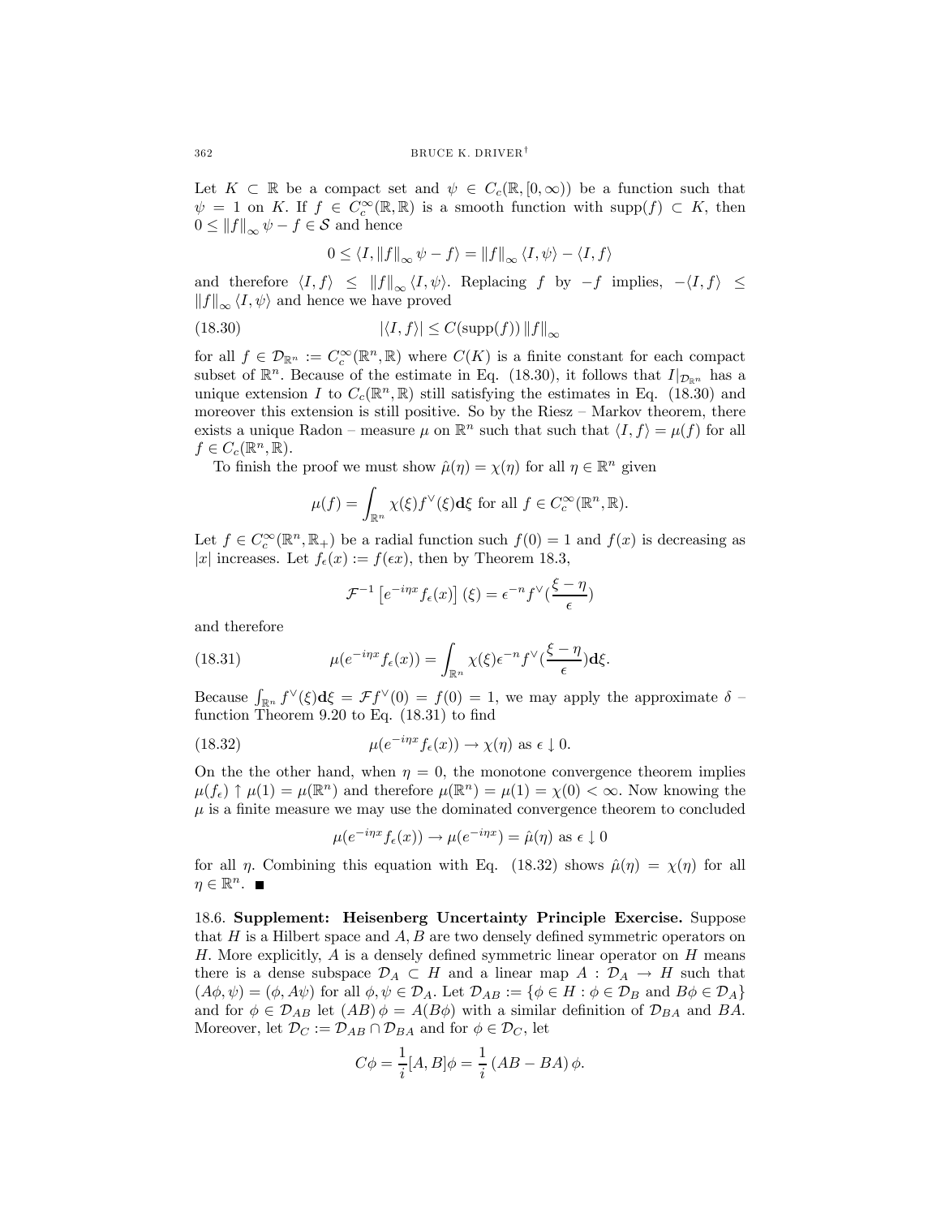Let $K \subset \mathbb{R}$ be a compact set and $\psi \in C_c(\mathbb{R}, [0, \infty))$ be a function such that $\psi = 1$ on $K$. If $f \in C_c^\infty(\mathbb{R}, \mathbb{R})$ is a smooth function with $\text{supp}(f) \subset K$, then $0 \le \|f\|_\infty \psi - f \in \mathcal{S}$ and hence

$$0 \le \langle I, \|f\|_\infty \psi - f \rangle = \|f\|_\infty \langle I, \psi \rangle - \langle I, f \rangle$$

and therefore $\langle I, f \rangle \le \|f\|_\infty \langle I, \psi \rangle$. Replacing $f$ by $-f$ implies, $-\langle I, f \rangle \le \|f\|_\infty \langle I, \psi \rangle$ and hence we have proved

$$|\langle I, f \rangle| \le C(\text{supp}(f)) \|f\|_\infty \tag{18.30}$$

for all $f \in \mathcal{D}_{\mathbb{R}^n} := C_c^\infty(\mathbb{R}^n, \mathbb{R})$ where $C(K)$ is a finite constant for each compact subset of $\mathbb{R}^n$. Because of the estimate in Eq. (18.30), it follows that $I|_{\mathcal{D}_{\mathbb{R}^n}}$ has a unique extension $I$ to $C_c(\mathbb{R}^n, \mathbb{R})$ still satisfying the estimates in Eq. (18.30) and moreover this extension is still positive. So by the Riesz – Markov theorem, there exists a unique Radon – measure $\mu$ on $\mathbb{R}^n$ such that such that $\langle I, f \rangle = \mu(f)$ for all $f \in C_c(\mathbb{R}^n, \mathbb{R})$.

To finish the proof we must show $\hat{\mu}(\eta) = \chi(\eta)$ for all $\eta \in \mathbb{R}^n$ given

$$\mu(f) = \int_{\mathbb{R}^n} \chi(\xi) f^\vee(\xi) \mathbf{d}\xi \text{ for all } f \in C_c^\infty(\mathbb{R}^n, \mathbb{R}).$$

Let $f \in C_c^\infty(\mathbb{R}^n, \mathbb{R}_+)$ be a radial function such $f(0) = 1$ and $f(x)$ is decreasing as $|x|$ increases. Let $f_\epsilon(x) := f(\epsilon x)$, then by Theorem 18.3,

$$\mathcal{F}^{-1}\left[e^{-i\eta x} f_\epsilon(x)\right](\xi) = \epsilon^{-n} f^\vee\left(\frac{\xi - \eta}{\epsilon}\right)$$

and therefore

$$\mu(e^{-i\eta x} f_\epsilon(x)) = \int_{\mathbb{R}^n} \chi(\xi) \epsilon^{-n} f^\vee\left(\frac{\xi - \eta}{\epsilon}\right) \mathbf{d}\xi. \tag{18.31}$$

Because $\int_{\mathbb{R}^n} f^\vee(\xi) \mathbf{d}\xi = \mathcal{F} f^\vee(0) = f(0) = 1$, we may apply the approximate $\delta$ – function Theorem 9.20 to Eq. (18.31) to find

$$\mu(e^{-i\eta x} f_\epsilon(x)) \to \chi(\eta) \text{ as } \epsilon \downarrow 0. \tag{18.32}$$

On the the other hand, when $\eta = 0$, the monotone convergence theorem implies $\mu(f_\epsilon) \uparrow \mu(1) = \mu(\mathbb{R}^n)$ and therefore $\mu(\mathbb{R}^n) = \mu(1) = \chi(0) < \infty$. Now knowing the $\mu$ is a finite measure we may use the dominated convergence theorem to concluded

$$\mu(e^{-i\eta x} f_\epsilon(x)) \to \mu(e^{-i\eta x}) = \hat{\mu}(\eta) \text{ as } \epsilon \downarrow 0$$

for all $\eta$. Combining this equation with Eq. (18.32) shows $\hat{\mu}(\eta) = \chi(\eta)$ for all $\eta \in \mathbb{R}^n$. ■

18.6. **Supplement: Heisenberg Uncertainty Principle Exercise.** Suppose that $H$ is a Hilbert space and $A, B$ are two densely defined symmetric operators on $H$. More explicitly, $A$ is a densely defined symmetric linear operator on $H$ means there is a dense subspace $\mathcal{D}_A \subset H$ and a linear map $A : \mathcal{D}_A \to H$ such that $(A\phi, \psi) = (\phi, A\psi)$ for all $\phi, \psi \in \mathcal{D}_A$. Let $\mathcal{D}_{AB} := \{\phi \in H : \phi \in \mathcal{D}_B \text{ and } B\phi \in \mathcal{D}_A\}$ and for $\phi \in \mathcal{D}_{AB}$ let $(AB)\phi = A(B\phi)$ with a similar definition of $\mathcal{D}_{BA}$ and $BA$. Moreover, let $\mathcal{D}_C := \mathcal{D}_{AB} \cap \mathcal{D}_{BA}$ and for $\phi \in \mathcal{D}_C$, let

$$C\phi = \frac{1}{i}[A, B]\phi = \frac{1}{i}(AB - BA)\phi.$$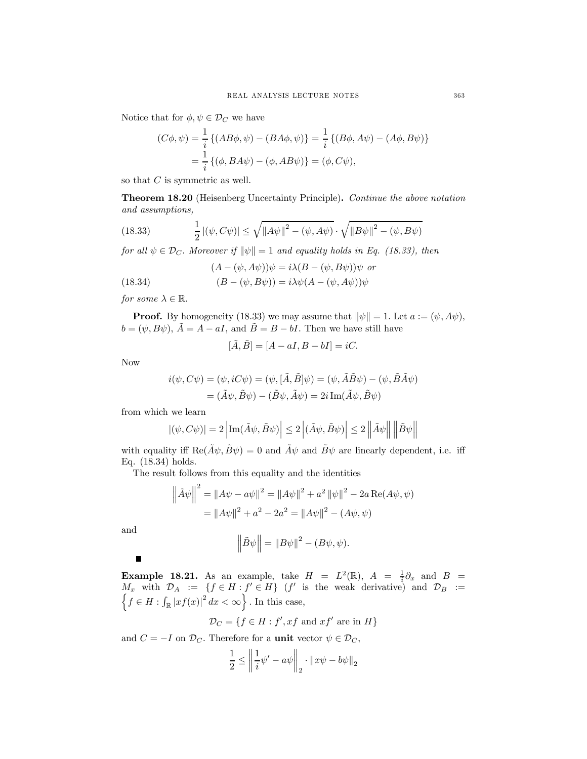Notice that for $\phi, \psi \in \mathcal{D}_C$ we have

$$
\begin{aligned}
(C\phi, \psi) &= \frac{1}{i}\left\{(AB\phi, \psi) - (BA\phi, \psi)\right\} = \frac{1}{i}\left\{(B\phi, A\psi) - (A\phi, B\psi)\right\} \\
&= \frac{1}{i}\left\{(\phi, BA\psi) - (\phi, AB\psi)\right\} = (\phi, C\psi),
\end{aligned}
$$

so that $C$ is symmetric as well.

**Theorem 18.20** (Heisenberg Uncertainty Principle)**.** *Continue the above notation and assumptions,*

$$
\frac{1}{2}\left|(\psi, C\psi)\right| \leq \sqrt{\left\|A\psi\right\|^2 - (\psi, A\psi)} \cdot \sqrt{\left\|B\psi\right\|^2 - (\psi, B\psi)} \tag{18.33}
$$

*for all $\psi \in \mathcal{D}_C$. Moreover if $\|\psi\| = 1$ and equality holds in Eq. (18.33), then*

$$
\begin{aligned}
&(A - (\psi, A\psi))\psi = i\lambda(B - (\psi, B\psi))\psi \textit{ or} \\
&(B - (\psi, B\psi)) = i\lambda\psi(A - (\psi, A\psi))\psi
\end{aligned} \tag{18.34}
$$

*for some $\lambda \in \mathbb{R}$.*

**Proof.** By homogeneity (18.33) we may assume that $\|\psi\| = 1$. Let $a := (\psi, A\psi)$, $b = (\psi, B\psi)$, $\tilde{A} = A - aI$, and $\tilde{B} = B - bI$. Then we have still have

$$
[\tilde{A}, \tilde{B}] = [A - aI, B - bI] = iC.
$$

Now

$$
\begin{aligned}
i(\psi, C\psi) &= (\psi, iC\psi) = (\psi, [\tilde{A}, \tilde{B}]\psi) = (\psi, \tilde{A}\tilde{B}\psi) - (\psi, \tilde{B}\tilde{A}\psi) \\
&= (\tilde{A}\psi, \tilde{B}\psi) - (\tilde{B}\psi, \tilde{A}\psi) = 2i\,\mathrm{Im}(\tilde{A}\psi, \tilde{B}\psi)
\end{aligned}
$$

from which we learn

$$
|(\psi, C\psi)| = 2\left|\mathrm{Im}(\tilde{A}\psi, \tilde{B}\psi)\right| \leq 2\left|(\tilde{A}\psi, \tilde{B}\psi)\right| \leq 2\left\|\tilde{A}\psi\right\|\left\|\tilde{B}\psi\right\|
$$

with equality iff $\mathrm{Re}(\tilde{A}\psi, \tilde{B}\psi) = 0$ and $\tilde{A}\psi$ and $\tilde{B}\psi$ are linearly dependent, i.e. iff Eq. (18.34) holds.

The result follows from this equality and the identities

$$
\begin{aligned}
\left\|\tilde{A}\psi\right\|^2 &= \|A\psi - a\psi\|^2 = \|A\psi\|^2 + a^2\|\psi\|^2 - 2a\,\mathrm{Re}(A\psi, \psi) \\
&= \|A\psi\|^2 + a^2 - 2a^2 = \|A\psi\|^2 - (A\psi, \psi)
\end{aligned}
$$

and

$$
\left\|\tilde{B}\psi\right\| = \|B\psi\|^2 - (B\psi, \psi).
$$

■

**Example 18.21.** As an example, take $H = L^2(\mathbb{R})$, $A = \frac{1}{i}\partial_x$ and $B = M_x$ with $\mathcal{D}_A := \{f \in H : f' \in H\}$ ($f'$ is the weak derivative) and $\mathcal{D}_B := \left\{f \in H : \int_{\mathbb{R}} |xf(x)|^2 dx < \infty\right\}$. In this case,

$$
\mathcal{D}_C = \{f \in H : f', xf \text{ and } xf' \text{ are in } H\}
$$

and $C = -I$ on $\mathcal{D}_C$. Therefore for a **unit** vector $\psi \in \mathcal{D}_C$,

$$
\frac{1}{2} \leq \left\|\frac{1}{i}\psi' - a\psi\right\|_2 \cdot \|x\psi - b\psi\|_2
$$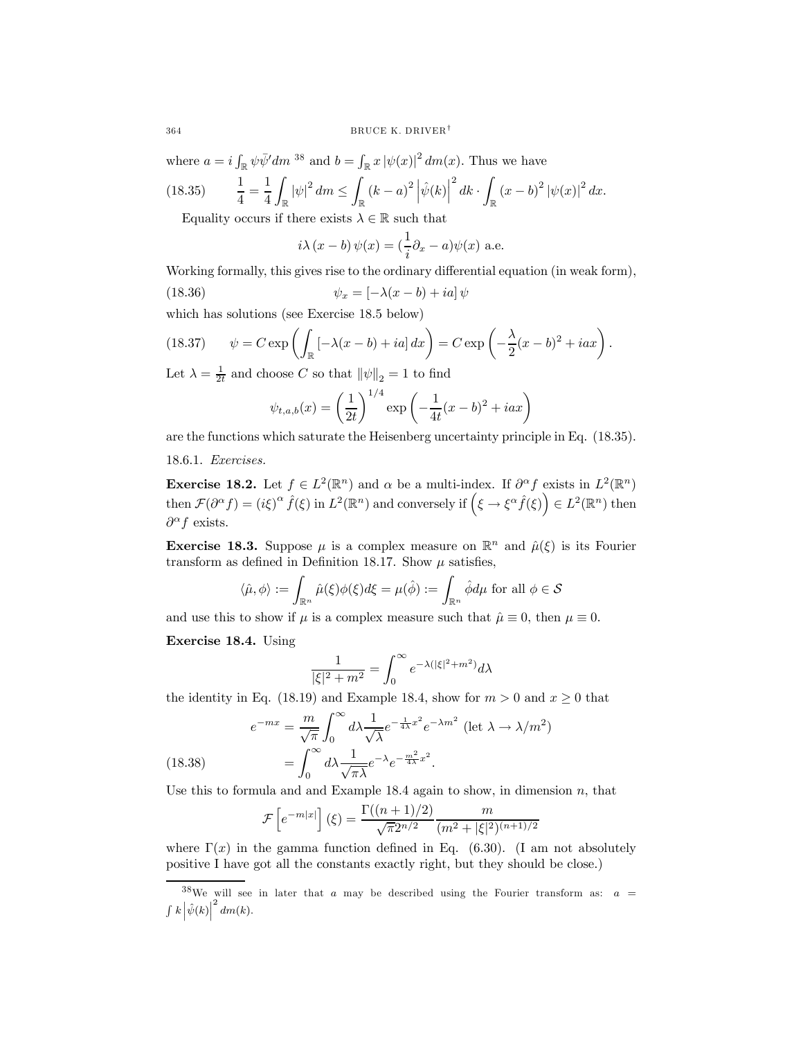where $a = i\int_{\mathbb{R}} \psi\bar{\psi}' dm$ [38] and $b = \int_{\mathbb{R}} x\,|\psi(x)|^2\,dm(x)$. Thus we have

$$\frac{1}{4} = \frac{1}{4}\int_{\mathbb{R}} |\psi|^2\,dm \le \int_{\mathbb{R}} (k-a)^2 \left|\hat{\psi}(k)\right|^2 dk \cdot \int_{\mathbb{R}} (x-b)^2\,|\psi(x)|^2\,dx. \tag{18.35}$$

Equality occurs if there exists $\lambda \in \mathbb{R}$ such that

$$i\lambda\,(x-b)\,\psi(x) = (\frac{1}{i}\partial_x - a)\psi(x) \text{ a.e.}$$

Working formally, this gives rise to the ordinary differential equation (in weak form),

$$\psi_x = \left[-\lambda(x-b) + ia\right]\psi \tag{18.36}$$

which has solutions (see Exercise 18.5 below)

$$\psi = C\exp\left(\int_{\mathbb{R}} \left[-\lambda(x-b) + ia\right]dx\right) = C\exp\left(-\frac{\lambda}{2}(x-b)^2 + iax\right). \tag{18.37}$$

Let $\lambda = \frac{1}{2t}$ and choose $C$ so that $\|\psi\|_2 = 1$ to find

$$\psi_{t,a,b}(x) = \left(\frac{1}{2t}\right)^{1/4}\exp\left(-\frac{1}{4t}(x-b)^2 + iax\right)$$

are the functions which saturate the Heisenberg uncertainty principle in Eq. (18.35).

18.6.1. *Exercises.*

**Exercise 18.2.** Let $f \in L^2(\mathbb{R}^n)$ and $\alpha$ be a multi-index. If $\partial^\alpha f$ exists in $L^2(\mathbb{R}^n)$ then $\mathcal{F}(\partial^\alpha f) = (i\xi)^\alpha \hat{f}(\xi)$ in $L^2(\mathbb{R}^n)$ and conversely if $\left(\xi \to \xi^\alpha \hat{f}(\xi)\right) \in L^2(\mathbb{R}^n)$ then $\partial^\alpha f$ exists.

**Exercise 18.3.** Suppose $\mu$ is a complex measure on $\mathbb{R}^n$ and $\hat{\mu}(\xi)$ is its Fourier transform as defined in Definition 18.17. Show $\mu$ satisfies,

$$\langle \hat{\mu}, \phi\rangle := \int_{\mathbb{R}^n} \hat{\mu}(\xi)\phi(\xi)d\xi = \mu(\hat{\phi}) := \int_{\mathbb{R}^n} \hat{\phi}\,d\mu \text{ for all } \phi \in \mathcal{S}$$

and use this to show if $\mu$ is a complex measure such that $\hat{\mu} \equiv 0$, then $\mu \equiv 0$.

**Exercise 18.4.** Using

$$\frac{1}{|\xi|^2 + m^2} = \int_0^\infty e^{-\lambda(|\xi|^2+m^2)}d\lambda$$

the identity in Eq. (18.19) and Example 18.4, show for $m > 0$ and $x \ge 0$ that

$$\begin{aligned} e^{-mx} &= \frac{m}{\sqrt{\pi}}\int_0^\infty d\lambda \frac{1}{\sqrt{\lambda}} e^{-\frac{1}{4\lambda}x^2} e^{-\lambda m^2} \text{ (let } \lambda \to \lambda/m^2) \\ &= \int_0^\infty d\lambda \frac{1}{\sqrt{\pi\lambda}} e^{-\lambda} e^{-\frac{m^2}{4\lambda}x^2}. \end{aligned} \tag{18.38}$$

Use this to formula and and Example 18.4 again to show, in dimension $n$, that

$$\mathcal{F}\left[e^{-m|x|}\right](\xi) = \frac{\Gamma((n+1)/2)}{\sqrt{\pi}2^{n/2}} \frac{m}{(m^2 + |\xi|^2)^{(n+1)/2}}$$

where $\Gamma(x)$ in the gamma function defined in Eq. (6.30). (I am not absolutely positive I have got all the constants exactly right, but they should be close.)

---

[38] We will see in later that $a$ may be described using the Fourier transform as: $a = \int k\left|\hat{\psi}(k)\right|^2 dm(k)$.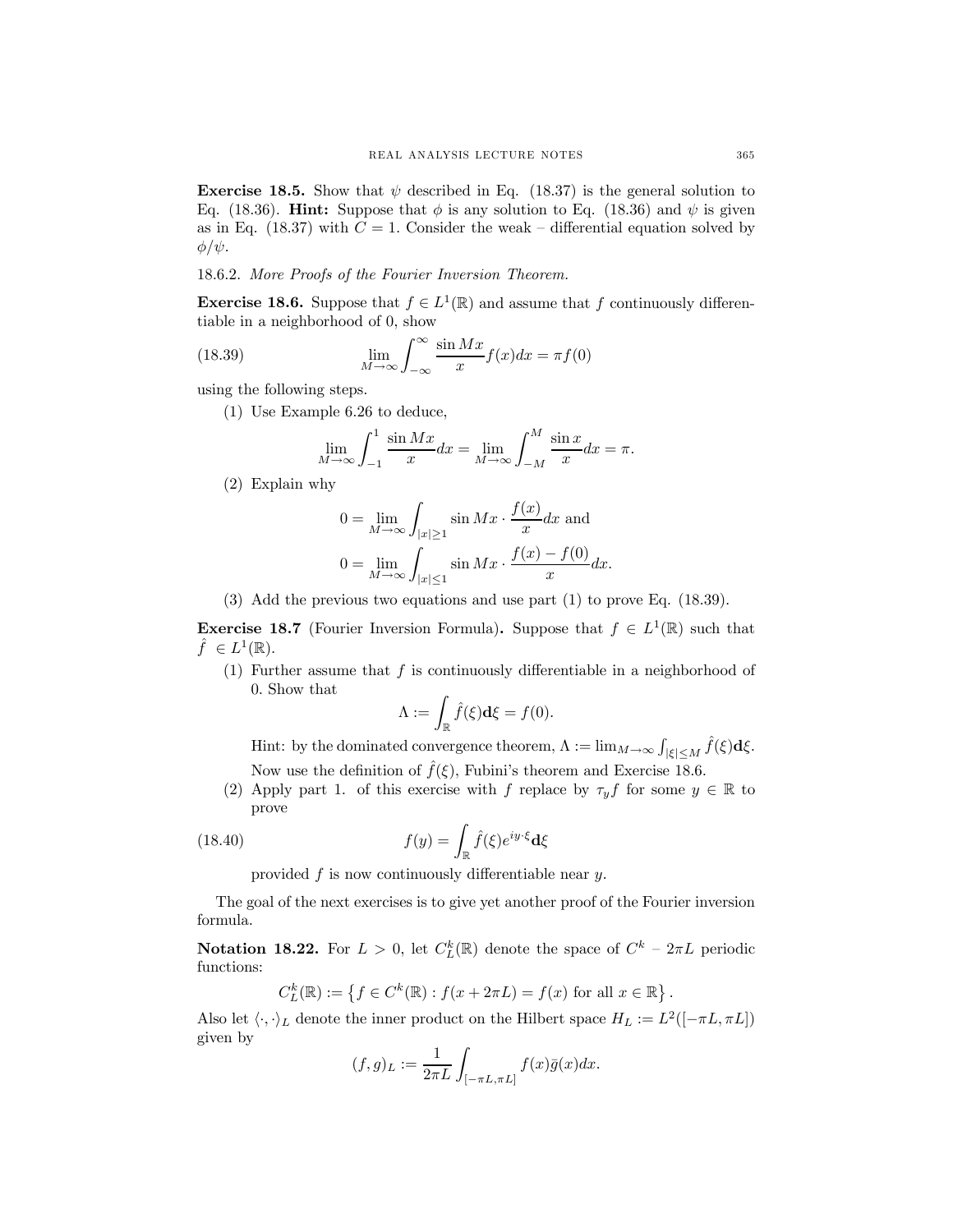**Exercise 18.5.** Show that $\psi$ described in Eq. (18.37) is the general solution to Eq. (18.36). **Hint:** Suppose that $\phi$ is any solution to Eq. (18.36) and $\psi$ is given as in Eq. (18.37) with $C = 1$. Consider the weak – differential equation solved by $\phi/\psi$.

18.6.2. *More Proofs of the Fourier Inversion Theorem.*

**Exercise 18.6.** Suppose that $f \in L^1(\mathbb{R})$ and assume that $f$ continuously differentiable in a neighborhood of 0, show

$$\lim_{M\to\infty} \int_{-\infty}^{\infty} \frac{\sin Mx}{x} f(x)dx = \pi f(0) \tag{18.39}$$

using the following steps.

1. Use Example 6.26 to deduce,
$$\lim_{M\to\infty} \int_{-1}^{1} \frac{\sin Mx}{x} dx = \lim_{M\to\infty} \int_{-M}^{M} \frac{\sin x}{x} dx = \pi.$$
2. Explain why
$$0 = \lim_{M\to\infty} \int_{|x|\geq 1} \sin Mx \cdot \frac{f(x)}{x} dx \text{ and}$$
$$0 = \lim_{M\to\infty} \int_{|x|\leq 1} \sin Mx \cdot \frac{f(x) - f(0)}{x} dx.$$
3. Add the previous two equations and use part (1) to prove Eq. (18.39).

**Exercise 18.7** (Fourier Inversion Formula)**.** Suppose that $f \in L^1(\mathbb{R})$ such that $\hat{f} \in L^1(\mathbb{R})$.

1. Further assume that $f$ is continuously differentiable in a neighborhood of 0. Show that
$$\Lambda := \int_{\mathbb{R}} \hat{f}(\xi) \mathbf{d}\xi = f(0).$$
Hint: by the dominated convergence theorem, $\Lambda := \lim_{M\to\infty} \int_{|\xi|\leq M} \hat{f}(\xi)\mathbf{d}\xi$. Now use the definition of $\hat{f}(\xi)$, Fubini's theorem and Exercise 18.6.
2. Apply part 1. of this exercise with $f$ replace by $\tau_y f$ for some $y \in \mathbb{R}$ to prove
$$f(y) = \int_{\mathbb{R}} \hat{f}(\xi) e^{iy\cdot\xi} \mathbf{d}\xi \tag{18.40}$$
provided $f$ is now continuously differentiable near $y$.

The goal of the next exercises is to give yet another proof of the Fourier inversion formula.

**Notation 18.22.** For $L > 0$, let $C_L^k(\mathbb{R})$ denote the space of $C^k$ – $2\pi L$ periodic functions:

$$C_L^k(\mathbb{R}) := \left\{ f \in C^k(\mathbb{R}) : f(x + 2\pi L) = f(x) \text{ for all } x \in \mathbb{R} \right\}.$$

Also let $\langle \cdot, \cdot \rangle_L$ denote the inner product on the Hilbert space $H_L := L^2([-\pi L, \pi L])$ given by

$$(f, g)_L := \frac{1}{2\pi L} \int_{[-\pi L, \pi L]} f(x)\bar{g}(x)dx.$$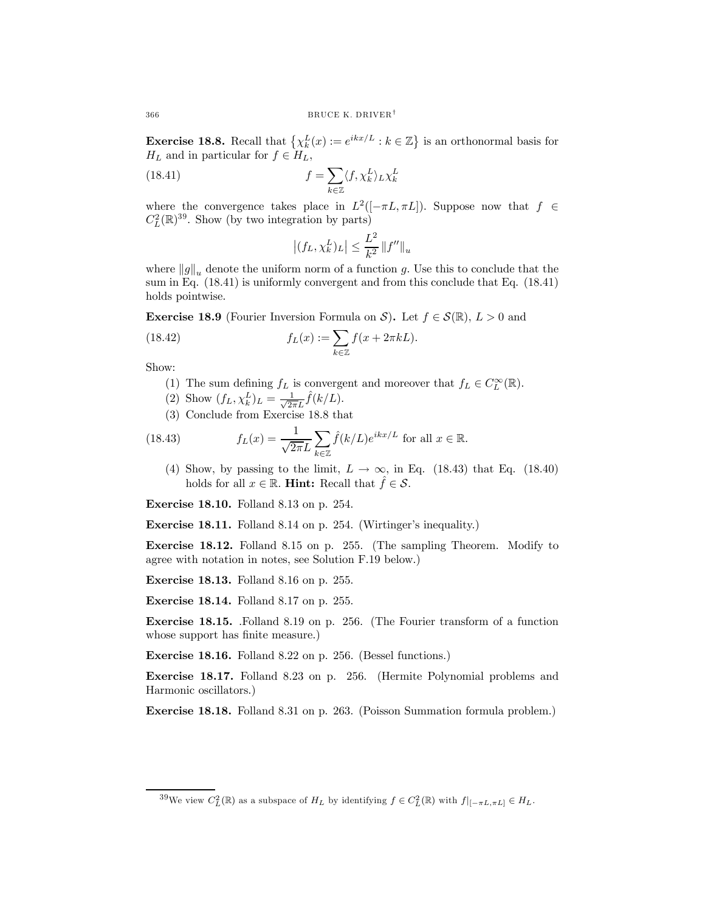**Exercise 18.8.** Recall that $\left\{\chi_k^L(x) := e^{ikx/L} : k \in \mathbb{Z}\right\}$ is an orthonormal basis for $H_L$ and in particular for $f \in H_L$,

$$f = \sum_{k\in\mathbb{Z}} \langle f, \chi_k^L \rangle_L \chi_k^L \tag{18.41}$$

where the convergence takes place in $L^2([-\pi L, \pi L])$. Suppose now that $f \in C_L^2(\mathbb{R})$[39]. Show (by two integration by parts)

$$\left|(f_L, \chi_k^L)_L\right| \leq \frac{L^2}{k^2} \|f''\|_u$$

where $\|g\|_u$ denote the uniform norm of a function $g$. Use this to conclude that the sum in Eq. (18.41) is uniformly convergent and from this conclude that Eq. (18.41) holds pointwise.

**Exercise 18.9** (Fourier Inversion Formula on $\mathcal{S}$)**.** Let $f \in \mathcal{S}(\mathbb{R})$, $L > 0$ and

$$f_L(x) := \sum_{k\in\mathbb{Z}} f(x + 2\pi k L). \tag{18.42}$$

Show:

1. The sum defining $f_L$ is convergent and moreover that $f_L \in C_L^\infty(\mathbb{R})$.
2. Show $(f_L, \chi_k^L)_L = \frac{1}{\sqrt{2\pi}L} \hat{f}(k/L)$.
3. Conclude from Exercise 18.8 that

$$f_L(x) = \frac{1}{\sqrt{2\pi}L} \sum_{k\in\mathbb{Z}} \hat{f}(k/L) e^{ikx/L} \text{ for all } x \in \mathbb{R}. \tag{18.43}$$

4. Show, by passing to the limit, $L \to \infty$, in Eq. (18.43) that Eq. (18.40) holds for all $x \in \mathbb{R}$. **Hint:** Recall that $\hat{f} \in \mathcal{S}$.

**Exercise 18.10.** Folland 8.13 on p. 254.

**Exercise 18.11.** Folland 8.14 on p. 254. (Wirtinger's inequality.)

**Exercise 18.12.** Folland 8.15 on p. 255. (The sampling Theorem. Modify to agree with notation in notes, see Solution F.19 below.)

**Exercise 18.13.** Folland 8.16 on p. 255.

**Exercise 18.14.** Folland 8.17 on p. 255.

**Exercise 18.15.** .Folland 8.19 on p. 256. (The Fourier transform of a function whose support has finite measure.)

**Exercise 18.16.** Folland 8.22 on p. 256. (Bessel functions.)

**Exercise 18.17.** Folland 8.23 on p. 256. (Hermite Polynomial problems and Harmonic oscillators.)

**Exercise 18.18.** Folland 8.31 on p. 263. (Poisson Summation formula problem.)

[39] We view $C_L^2(\mathbb{R})$ as a subspace of $H_L$ by identifying $f \in C_L^2(\mathbb{R})$ with $f|_{[-\pi L, \pi L]} \in H_L$.